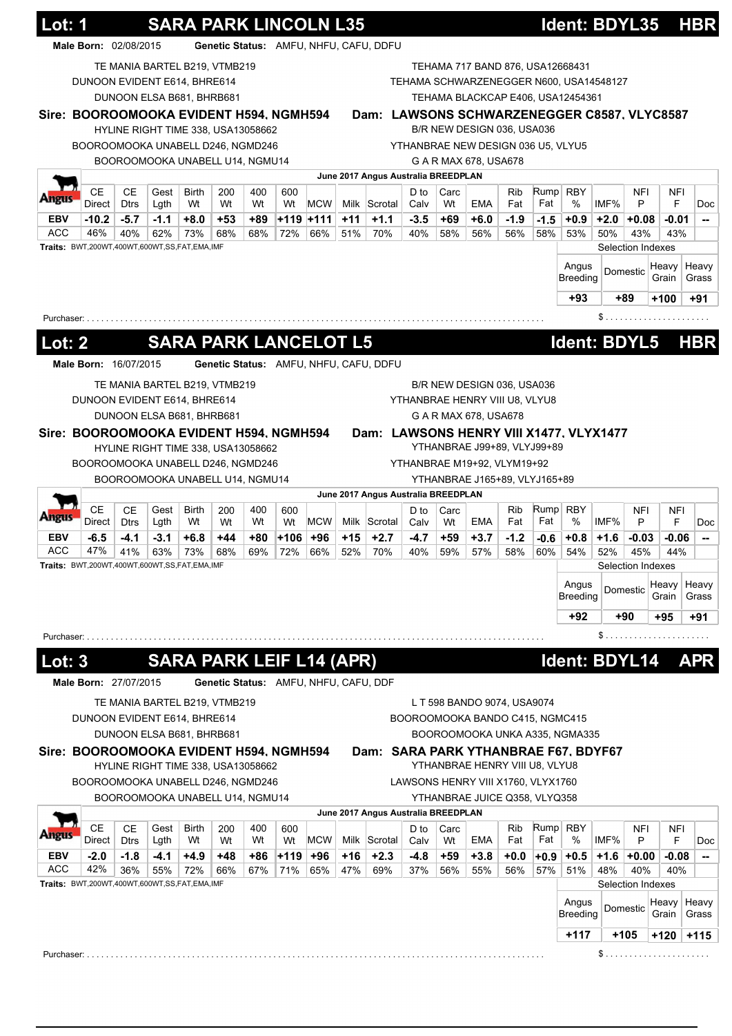## Lot: 1 SARA PARK LINCOLN L35 Ident: BDYL35 HBR

**Male Born:** 02/08/2015 **Genetic Status:** AMFU, NHFU, CAFU, DDFU

TE MANIA BARTEL B219, VTMB219
DUNOON EVIDENT E614, BHRE614
DUNOON ELSA B681, BHRB681

**Sire: BOOROOMOOKA EVIDENT H594, NGMH594**

HYLINE RIGHT TIME 338, USA13058662
BOOROOMOOKA UNABELL D246, NGMD246
BOOROOMOOKA UNABELL U14, NGMU14

TEHAMA 717 BAND 876, USA12668431
TEHAMA SCHWARZENEGGER N600, USA14548127
TEHAMA BLACKCAP E406, USA12454361

**Dam: LAWSONS SCHWARZENEGGER C8587, VLYC8587**

B/R NEW DESIGN 036, USA036
YTHANBRAE NEW DESIGN 036 U5, VLYU5
G A R MAX 678, USA678

June 2017 Angus Australia BREEDPLAN

| | CE Direct | CE Dtrs | Gest Lgth | Birth Wt | 200 Wt | 400 Wt | 600 Wt | MCW | Milk | Scrotal | D to Calv | Carc Wt | EMA | Rib Fat | Rump Fat | RBY % | IMF% | NFI P | NFI F | Doc |
|---|---|---|---|---|---|---|---|---|---|---|---|---|---|---|---|---|---|---|---|---|
| EBV | -10.2 | -5.7 | -1.1 | +8.0 | +53 | +89 | +119 | +111 | +11 | +1.1 | -3.5 | +69 | +6.0 | -1.9 | -1.5 | +0.9 | +2.0 | +0.08 | -0.01 | -- |
| ACC | 46% | 40% | 62% | 73% | 68% | 68% | 72% | 66% | 51% | 70% | 40% | 58% | 56% | 56% | 58% | 53% | 50% | 43% | 43% | |

**Traits:** BWT,200WT,400WT,600WT,SS,FAT,EMA,IMF

Selection Indexes

| Angus Breeding | Domestic | Heavy Grain | Heavy Grass |
|---|---|---|---|
| +93 | +89 | +100 | +91 |

Purchaser: .................................................. $ ......................

## Lot: 2 SARA PARK LANCELOT L5 Ident: BDYL5 HBR

**Male Born:** 16/07/2015 **Genetic Status:** AMFU, NHFU, CAFU, DDFU

TE MANIA BARTEL B219, VTMB219
DUNOON EVIDENT E614, BHRE614
DUNOON ELSA B681, BHRB681

**Sire: BOOROOMOOKA EVIDENT H594, NGMH594**

HYLINE RIGHT TIME 338, USA13058662
BOOROOMOOKA UNABELL D246, NGMD246
BOOROOMOOKA UNABELL U14, NGMU14

B/R NEW DESIGN 036, USA036
YTHANBRAE HENRY VIII U8, VLYU8
G A R MAX 678, USA678

**Dam: LAWSONS HENRY VIII X1477, VLYX1477**

YTHANBRAE J99+89, VLYJ99+89
YTHANBRAE M19+92, VLYM19+92
YTHANBRAE J165+89, VLYJ165+89

June 2017 Angus Australia BREEDPLAN

| | CE Direct | CE Dtrs | Gest Lgth | Birth Wt | 200 Wt | 400 Wt | 600 Wt | MCW | Milk | Scrotal | D to Calv | Carc Wt | EMA | Rib Fat | Rump Fat | RBY % | IMF% | NFI P | NFI F | Doc |
|---|---|---|---|---|---|---|---|---|---|---|---|---|---|---|---|---|---|---|---|---|
| EBV | -6.5 | -4.1 | -3.1 | +6.8 | +44 | +80 | +106 | +96 | +15 | +2.7 | -4.7 | +59 | +3.7 | -1.2 | -0.6 | +0.8 | +1.6 | -0.03 | -0.06 | -- |
| ACC | 47% | 41% | 63% | 73% | 68% | 69% | 72% | 66% | 52% | 70% | 40% | 59% | 57% | 58% | 60% | 54% | 52% | 45% | 44% | |

**Traits:** BWT,200WT,400WT,600WT,SS,FAT,EMA,IMF

Selection Indexes

| Angus Breeding | Domestic | Heavy Grain | Heavy Grass |
|---|---|---|---|
| +92 | +90 | +95 | +91 |

Purchaser: .................................................. $ ......................

## Lot: 3 SARA PARK LEIF L14 (APR) Ident: BDYL14 APR

**Male Born:** 27/07/2015 **Genetic Status:** AMFU, NHFU, CAFU, DDF

TE MANIA BARTEL B219, VTMB219
DUNOON EVIDENT E614, BHRE614
DUNOON ELSA B681, BHRB681

**Sire: BOOROOMOOKA EVIDENT H594, NGMH594**

HYLINE RIGHT TIME 338, USA13058662
BOOROOMOOKA UNABELL D246, NGMD246
BOOROOMOOKA UNABELL U14, NGMU14

L T 598 BANDO 9074, USA9074
BOOROOMOOKA BANDO C415, NGMC415
BOOROOMOOKA UNKA A335, NGMA335

**Dam: SARA PARK YTHANBRAE F67, BDYF67**

YTHANBRAE HENRY VIII U8, VLYU8
LAWSONS HENRY VIII X1760, VLYX1760
YTHANBRAE JUICE Q358, VLYQ358

June 2017 Angus Australia BREEDPLAN

| | CE Direct | CE Dtrs | Gest Lgth | Birth Wt | 200 Wt | 400 Wt | 600 Wt | MCW | Milk | Scrotal | D to Calv | Carc Wt | EMA | Rib Fat | Rump Fat | RBY % | IMF% | NFI P | NFI F | Doc |
|---|---|---|---|---|---|---|---|---|---|---|---|---|---|---|---|---|---|---|---|---|
| EBV | -2.0 | -1.8 | -4.1 | +4.9 | +48 | +86 | +119 | +96 | +16 | +2.3 | -4.8 | +59 | +3.8 | +0.0 | +0.9 | +0.5 | +1.6 | +0.00 | -0.08 | -- |
| ACC | 42% | 36% | 55% | 72% | 66% | 67% | 71% | 65% | 47% | 69% | 37% | 56% | 55% | 56% | 57% | 51% | 48% | 40% | 40% | |

**Traits:** BWT,200WT,400WT,600WT,SS,FAT,EMA,IMF

Selection Indexes

| Angus Breeding | Domestic | Heavy Grain | Heavy Grass |
|---|---|---|---|
| +117 | +105 | +120 | +115 |

Purchaser: .................................................. $ ......................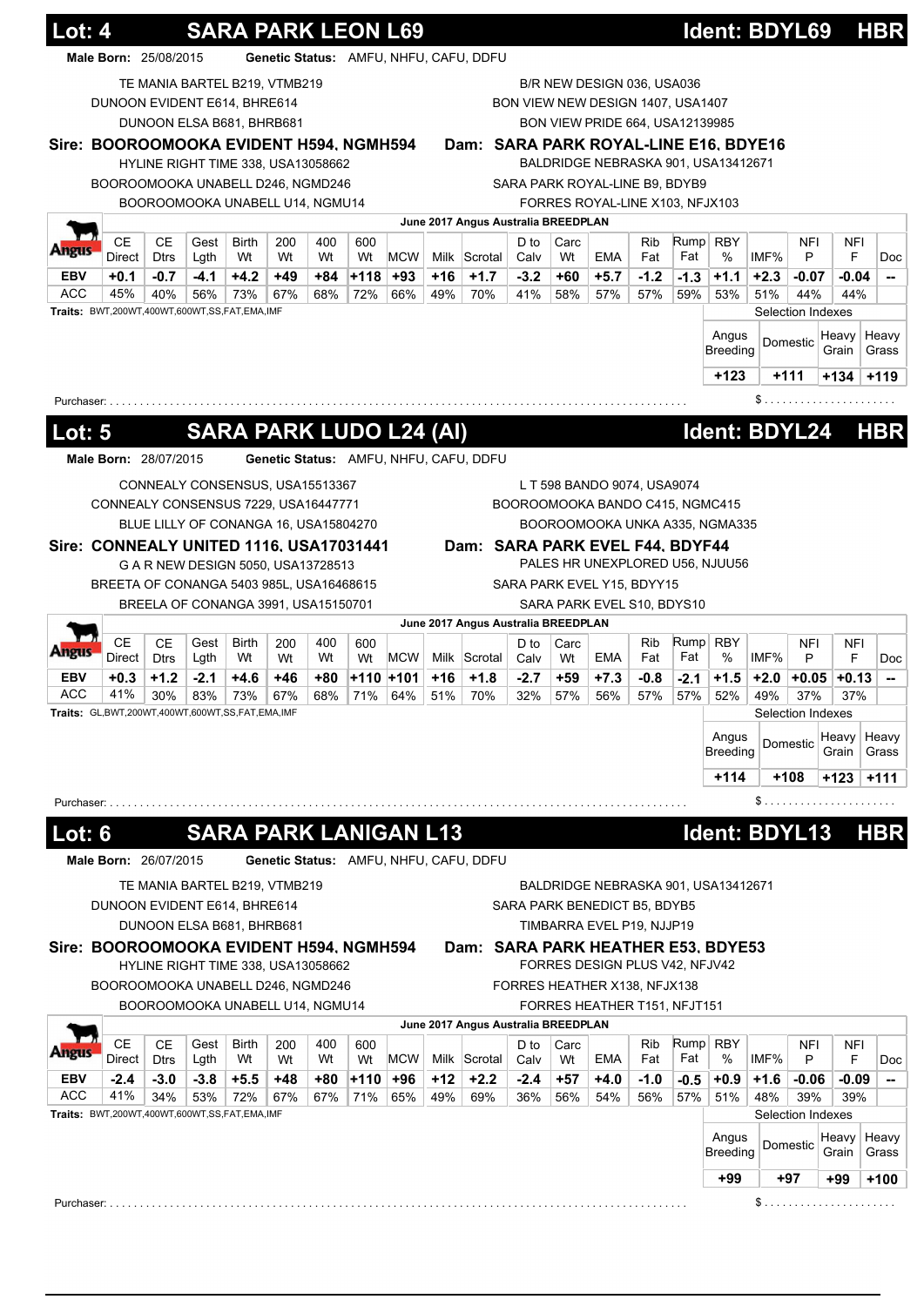## Lot: 4 SARA PARK LEON L69 Ident: BDYL69 HBR

**Male Born:** 25/08/2015 **Genetic Status:** AMFU, NHFU, CAFU, DDFU

TE MANIA BARTEL B219, VTMB219
DUNOON EVIDENT E614, BHRE614
DUNOON ELSA B681, BHRB681

**Sire: BOOROOMOOKA EVIDENT H594, NGMH594**

HYLINE RIGHT TIME 338, USA13058662
BOOROOMOOKA UNABELL D246, NGMD246
BOOROOMOOKA UNABELL U14, NGMU14

B/R NEW DESIGN 036, USA036
BON VIEW NEW DESIGN 1407, USA1407
BON VIEW PRIDE 664, USA12139985

**Dam: SARA PARK ROYAL-LINE E16, BDYE16**

BALDRIDGE NEBRASKA 901, USA13412671
SARA PARK ROYAL-LINE B9, BDYB9
FORRES ROYAL-LINE X103, NFJX103

June 2017 Angus Australia BREEDPLAN

| | CE Direct | CE Dtrs | Gest Lgth | Birth Wt | 200 Wt | 400 Wt | 600 Wt | MCW | Milk | Scrotal | D to Calv | Carc Wt | EMA | Rib Fat | Rump Fat | RBY % | IMF% | NFI P | NFI F | Doc |
|---|---|---|---|---|---|---|---|---|---|---|---|---|---|---|---|---|---|---|---|---|
| EBV | +0.1 | -0.7 | -4.1 | +4.2 | +49 | +84 | +118 | +93 | +16 | +1.7 | -3.2 | +60 | +5.7 | -1.2 | -1.3 | +1.1 | +2.3 | -0.07 | -0.04 | -- |
| ACC | 45% | 40% | 56% | 73% | 67% | 68% | 72% | 66% | 49% | 70% | 41% | 58% | 57% | 57% | 59% | 53% | 51% | 44% | 44% | |

**Traits:** BWT,200WT,400WT,600WT,SS,FAT,EMA,IMF

Selection Indexes

| Angus Breeding | Domestic | Heavy Grain | Heavy Grass |
|---|---|---|---|
| +123 | +111 | +134 | +119 |

Purchaser: ...................................................................................................... $......................

## Lot: 5 SARA PARK LUDO L24 (AI) Ident: BDYL24 HBR

**Male Born:** 28/07/2015 **Genetic Status:** AMFU, NHFU, CAFU, DDFU

CONNEALY CONSENSUS, USA15513367
CONNEALY CONSENSUS 7229, USA16447771
BLUE LILLY OF CONANGA 16, USA15804270

**Sire: CONNEALY UNITED 1116, USA17031441**

G A R NEW DESIGN 5050, USA13728513
BREETA OF CONANGA 5403 985L, USA16468615
BREELA OF CONANGA 3991, USA15150701

L T 598 BANDO 9074, USA9074
BOOROOMOOKA BANDO C415, NGMC415
BOOROOMOOKA UNKA A335, NGMA335

**Dam: SARA PARK EVEL F44, BDYF44**

PALES HR UNEXPLORED U56, NJUU56
SARA PARK EVEL Y15, BDYY15
SARA PARK EVEL S10, BDYS10

June 2017 Angus Australia BREEDPLAN

| | CE Direct | CE Dtrs | Gest Lgth | Birth Wt | 200 Wt | 400 Wt | 600 Wt | MCW | Milk | Scrotal | D to Calv | Carc Wt | EMA | Rib Fat | Rump Fat | RBY % | IMF% | NFI P | NFI F | Doc |
|---|---|---|---|---|---|---|---|---|---|---|---|---|---|---|---|---|---|---|---|---|
| EBV | +0.3 | +1.2 | -2.1 | +4.6 | +46 | +80 | +110 | +101 | +16 | +1.8 | -2.7 | +59 | +7.3 | -0.8 | -2.1 | +1.5 | +2.0 | +0.05 | +0.13 | -- |
| ACC | 41% | 30% | 83% | 73% | 67% | 68% | 71% | 64% | 51% | 70% | 32% | 57% | 56% | 57% | 57% | 52% | 49% | 37% | 37% | |

**Traits:** GL,BWT,200WT,400WT,600WT,SS,FAT,EMA,IMF

Selection Indexes

| Angus Breeding | Domestic | Heavy Grain | Heavy Grass |
|---|---|---|---|
| +114 | +108 | +123 | +111 |

Purchaser: ...................................................................................................... $......................

## Lot: 6 SARA PARK LANIGAN L13 Ident: BDYL13 HBR

**Male Born:** 26/07/2015 **Genetic Status:** AMFU, NHFU, CAFU, DDFU

TE MANIA BARTEL B219, VTMB219
DUNOON EVIDENT E614, BHRE614
DUNOON ELSA B681, BHRB681

**Sire: BOOROOMOOKA EVIDENT H594, NGMH594**

HYLINE RIGHT TIME 338, USA13058662
BOOROOMOOKA UNABELL D246, NGMD246
BOOROOMOOKA UNABELL U14, NGMU14

BALDRIDGE NEBRASKA 901, USA13412671
SARA PARK BENEDICT B5, BDYB5
TIMBARRA EVEL P19, NJJP19

**Dam: SARA PARK HEATHER E53, BDYE53**

FORRES DESIGN PLUS V42, NFJV42
FORRES HEATHER X138, NFJX138
FORRES HEATHER T151, NFJT151

June 2017 Angus Australia BREEDPLAN

| | CE Direct | CE Dtrs | Gest Lgth | Birth Wt | 200 Wt | 400 Wt | 600 Wt | MCW | Milk | Scrotal | D to Calv | Carc Wt | EMA | Rib Fat | Rump Fat | RBY % | IMF% | NFI P | NFI F | Doc |
|---|---|---|---|---|---|---|---|---|---|---|---|---|---|---|---|---|---|---|---|---|
| EBV | -2.4 | -3.0 | -3.8 | +5.5 | +48 | +80 | +110 | +96 | +12 | +2.2 | -2.4 | +57 | +4.0 | -1.0 | -0.5 | +0.9 | +1.6 | -0.06 | -0.09 | -- |
| ACC | 41% | 34% | 53% | 72% | 67% | 67% | 71% | 65% | 49% | 69% | 36% | 56% | 54% | 56% | 57% | 51% | 48% | 39% | 39% | |

**Traits:** BWT,200WT,400WT,600WT,SS,FAT,EMA,IMF

Selection Indexes

| Angus Breeding | Domestic | Heavy Grain | Heavy Grass |
|---|---|---|---|
| +99 | +97 | +99 | +100 |

Purchaser: ...................................................................................................... $......................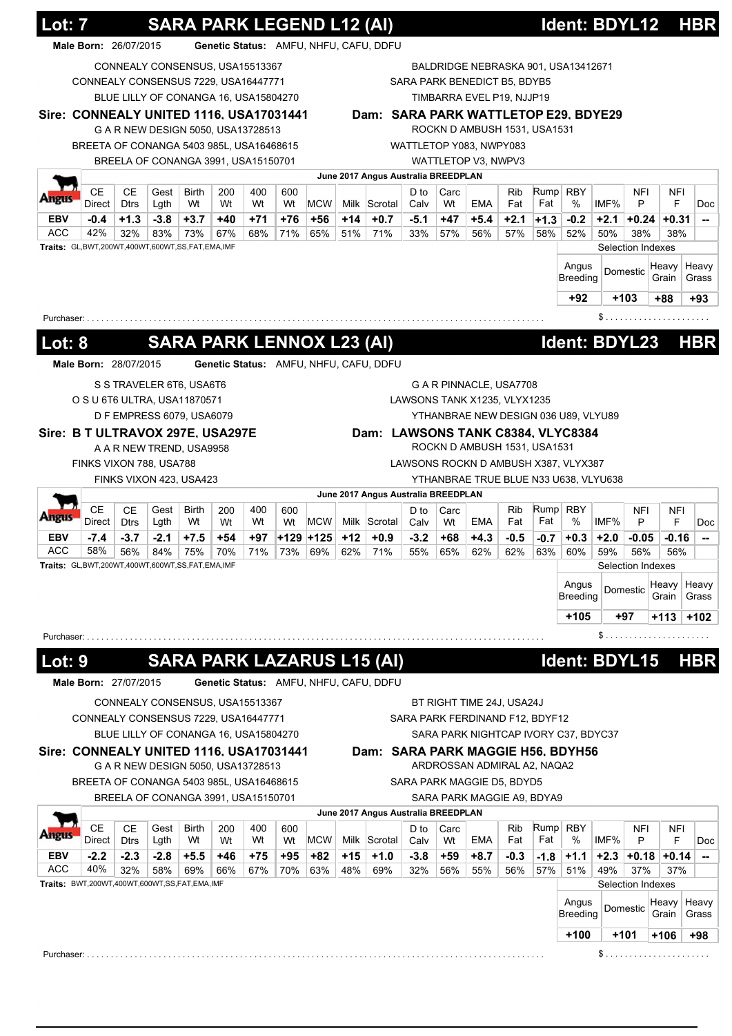## Lot: 7 SARA PARK LEGEND L12 (AI) Ident: BDYL12 HBR

**Male Born:** 26/07/2015 **Genetic Status:** AMFU, NHFU, CAFU, DDFU

CONNEALY CONSENSUS, USA15513367
CONNEALY CONSENSUS 7229, USA16447771
BLUE LILLY OF CONANGA 16, USA15804270
**Sire: CONNEALY UNITED 1116, USA17031441**
G A R NEW DESIGN 5050, USA13728513
BREETA OF CONANGA 5403 985L, USA16468615
BREELA OF CONANGA 3991, USA15150701

BALDRIDGE NEBRASKA 901, USA13412671
SARA PARK BENEDICT B5, BDYB5
TIMBARRA EVEL P19, NJJP19
**Dam: SARA PARK WATTLETOP E29, BDYE29**
ROCKN D AMBUSH 1531, USA1531
WATTLETOP Y083, NWPY083
WATTLETOP V3, NWPV3

June 2017 Angus Australia BREEDPLAN

| | CE Direct | CE Dtrs | Gest Lgth | Birth Wt | 200 Wt | 400 Wt | 600 Wt | MCW | Milk | Scrotal | D to Calv | Carc Wt | EMA | Rib Fat | Rump Fat | RBY % | IMF% | NFI P | NFI F | Doc |
|---|---|---|---|---|---|---|---|---|---|---|---|---|---|---|---|---|---|---|---|---|
| EBV | -0.4 | +1.3 | -3.8 | +3.7 | +40 | +71 | +76 | +56 | +14 | +0.7 | -5.1 | +47 | +5.4 | +2.1 | +1.3 | -0.2 | +2.1 | +0.24 | +0.31 | -- |
| ACC | 42% | 32% | 83% | 73% | 67% | 68% | 71% | 65% | 51% | 71% | 33% | 57% | 56% | 57% | 58% | 52% | 50% | 38% | 38% | |

**Traits:** GL,BWT,200WT,400WT,600WT,SS,FAT,EMA,IMF

Selection Indexes

| Angus Breeding | Domestic | Heavy Grain | Heavy Grass |
|---|---|---|---|
| +92 | +103 | +88 | +93 |

Purchaser: .............................................................................................. $ ......................

## Lot: 8 SARA PARK LENNOX L23 (AI) Ident: BDYL23 HBR

**Male Born:** 28/07/2015 **Genetic Status:** AMFU, NHFU, CAFU, DDFU

S S TRAVELER 6T6, USA6T6
O S U 6T6 ULTRA, USA11870571
D F EMPRESS 6079, USA6079
**Sire: B T ULTRAVOX 297E, USA297E**
A A R NEW TREND, USA9958
FINKS VIXON 788, USA788
FINKS VIXON 423, USA423

G A R PINNACLE, USA7708
LAWSONS TANK X1235, VLYX1235
YTHANBRAE NEW DESIGN 036 U89, VLYU89
**Dam: LAWSONS TANK C8384, VLYC8384**
ROCKN D AMBUSH 1531, USA1531
LAWSONS ROCKN D AMBUSH X387, VLYX387
YTHANBRAE TRUE BLUE N33 U638, VLYU638

June 2017 Angus Australia BREEDPLAN

| | CE Direct | CE Dtrs | Gest Lgth | Birth Wt | 200 Wt | 400 Wt | 600 Wt | MCW | Milk | Scrotal | D to Calv | Carc Wt | EMA | Rib Fat | Rump Fat | RBY % | IMF% | NFI P | NFI F | Doc |
|---|---|---|---|---|---|---|---|---|---|---|---|---|---|---|---|---|---|---|---|---|
| EBV | -7.4 | -3.7 | -2.1 | +7.5 | +54 | +97 | +129 | +125 | +12 | +0.9 | -3.2 | +68 | +4.3 | -0.5 | -0.7 | +0.3 | +2.0 | -0.05 | -0.16 | -- |
| ACC | 58% | 56% | 84% | 75% | 70% | 71% | 73% | 69% | 62% | 71% | 55% | 65% | 62% | 62% | 63% | 60% | 59% | 56% | 56% | |

**Traits:** GL,BWT,200WT,400WT,600WT,SS,FAT,EMA,IMF

Selection Indexes

| Angus Breeding | Domestic | Heavy Grain | Heavy Grass |
|---|---|---|---|
| +105 | +97 | +113 | +102 |

Purchaser: .............................................................................................. $ ......................

## Lot: 9 SARA PARK LAZARUS L15 (AI) Ident: BDYL15 HBR

**Male Born:** 27/07/2015 **Genetic Status:** AMFU, NHFU, CAFU, DDFU

CONNEALY CONSENSUS, USA15513367
CONNEALY CONSENSUS 7229, USA16447771
BLUE LILLY OF CONANGA 16, USA15804270
**Sire: CONNEALY UNITED 1116, USA17031441**
G A R NEW DESIGN 5050, USA13728513
BREETA OF CONANGA 5403 985L, USA16468615
BREELA OF CONANGA 3991, USA15150701

BT RIGHT TIME 24J, USA24J
SARA PARK FERDINAND F12, BDYF12
SARA PARK NIGHTCAP IVORY C37, BDYC37
**Dam: SARA PARK MAGGIE H56, BDYH56**
ARDROSSAN ADMIRAL A2, NAQA2
SARA PARK MAGGIE D5, BDYD5
SARA PARK MAGGIE A9, BDYA9

June 2017 Angus Australia BREEDPLAN

| | CE Direct | CE Dtrs | Gest Lgth | Birth Wt | 200 Wt | 400 Wt | 600 Wt | MCW | Milk | Scrotal | D to Calv | Carc Wt | EMA | Rib Fat | Rump Fat | RBY % | IMF% | NFI P | NFI F | Doc |
|---|---|---|---|---|---|---|---|---|---|---|---|---|---|---|---|---|---|---|---|---|
| EBV | -2.2 | -2.3 | -2.8 | +5.5 | +46 | +75 | +95 | +82 | +15 | +1.0 | -3.8 | +59 | +8.7 | -0.3 | -1.8 | +1.1 | +2.3 | +0.18 | +0.14 | -- |
| ACC | 40% | 32% | 58% | 69% | 66% | 67% | 70% | 63% | 48% | 69% | 32% | 56% | 55% | 56% | 57% | 51% | 49% | 37% | 37% | |

**Traits:** BWT,200WT,400WT,600WT,SS,FAT,EMA,IMF

Selection Indexes

| Angus Breeding | Domestic | Heavy Grain | Heavy Grass |
|---|---|---|---|
| +100 | +101 | +106 | +98 |

Purchaser: .............................................................................................. $ ......................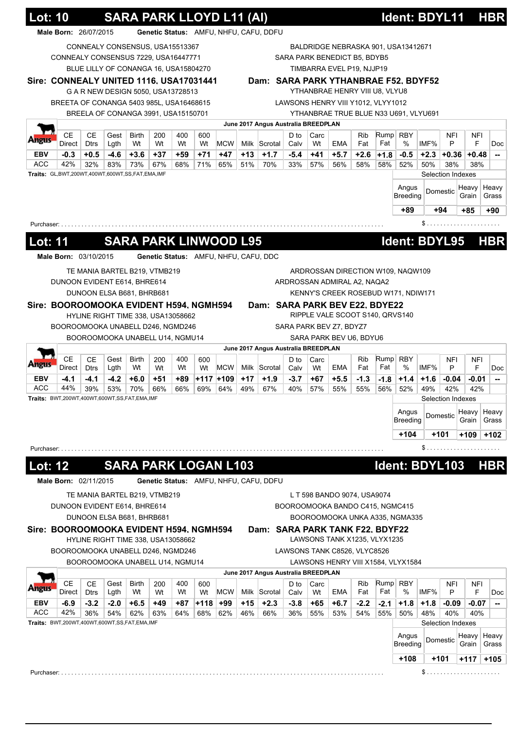## Lot: 10 SARA PARK LLOYD L11 (AI) Ident: BDYL11 HBR

**Male Born:** 26/07/2015 **Genetic Status:** AMFU, NHFU, CAFU, DDFU

| | |
|---|---|
| CONNEALY CONSENSUS, USA15513367 | BALDRIDGE NEBRASKA 901, USA13412671 |
| CONNEALY CONSENSUS 7229, USA16447771 | SARA PARK BENEDICT B5, BDYB5 |
| BLUE LILLY OF CONANGA 16, USA15804270 | TIMBARRA EVEL P19, NJJP19 |
| **Sire: CONNEALY UNITED 1116, USA17031441** | **Dam: SARA PARK YTHANBRAE F52, BDYF52** |
| G A R NEW DESIGN 5050, USA13728513 | YTHANBRAE HENRY VIII U8, VLYU8 |
| BREETA OF CONANGA 5403 985L, USA16468615 | LAWSONS HENRY VIII Y1012, VLYY1012 |
| BREELA OF CONANGA 3991, USA15150701 | YTHANBRAE TRUE BLUE N33 U691, VLYU691 |

June 2017 Angus Australia BREEDPLAN

| | CE Direct | CE Dtrs | Gest Lgth | Birth Wt | 200 Wt | 400 Wt | 600 Wt | MCW | Milk | Scrotal | D to Calv | Carc Wt | EMA | Rib Fat | Rump Fat | RBY % | IMF% | NFI P | NFI F | Doc |
|---|---|---|---|---|---|---|---|---|---|---|---|---|---|---|---|---|---|---|---|---|
| EBV | -0.3 | +0.5 | -4.6 | +3.6 | +37 | +59 | +71 | +47 | +13 | +1.7 | -5.4 | +41 | +5.7 | +2.6 | +1.8 | -0.5 | +2.3 | +0.36 | +0.48 | -- |
| ACC | 42% | 32% | 83% | 73% | 67% | 68% | 71% | 65% | 51% | 70% | 33% | 57% | 56% | 58% | 58% | 52% | 50% | 38% | 38% | |

**Traits:** GL,BWT,200WT,400WT,600WT,SS,FAT,EMA,IMF

Selection Indexes

| Angus Breeding | Domestic | Heavy Grain | Heavy Grass |
|---|---|---|---|
| +89 | +94 | +85 | +90 |

Purchaser: ........................................ $ ....................

## Lot: 11 SARA PARK LINWOOD L95 Ident: BDYL95 HBR

**Male Born:** 03/10/2015 **Genetic Status:** AMFU, NHFU, CAFU, DDC

| | |
|---|---|
| TE MANIA BARTEL B219, VTMB219 | ARDROSSAN DIRECTION W109, NAQW109 |
| DUNOON EVIDENT E614, BHRE614 | ARDROSSAN ADMIRAL A2, NAQA2 |
| DUNOON ELSA B681, BHRB681 | KENNY'S CREEK ROSEBUD W171, NDIW171 |
| **Sire: BOOROOMOOKA EVIDENT H594, NGMH594** | **Dam: SARA PARK BEV E22, BDYE22** |
| HYLINE RIGHT TIME 338, USA13058662 | RIPPLE VALE SCOOT S140, QRVS140 |
| BOOROOMOOKA UNABELL D246, NGMD246 | SARA PARK BEV Z7, BDYZ7 |
| BOOROOMOOKA UNABELL U14, NGMU14 | SARA PARK BEV U6, BDYU6 |

June 2017 Angus Australia BREEDPLAN

| | CE Direct | CE Dtrs | Gest Lgth | Birth Wt | 200 Wt | 400 Wt | 600 Wt | MCW | Milk | Scrotal | D to Calv | Carc Wt | EMA | Rib Fat | Rump Fat | RBY % | IMF% | NFI P | NFI F | Doc |
|---|---|---|---|---|---|---|---|---|---|---|---|---|---|---|---|---|---|---|---|---|
| EBV | -4.1 | -4.1 | -4.2 | +6.0 | +51 | +89 | +117 | +109 | +17 | +1.9 | -3.7 | +67 | +5.5 | -1.3 | -1.8 | +1.4 | +1.6 | -0.04 | -0.01 | -- |
| ACC | 44% | 39% | 53% | 70% | 66% | 66% | 69% | 64% | 49% | 67% | 40% | 57% | 55% | 55% | 56% | 52% | 49% | 42% | 42% | |

**Traits:** BWT,200WT,400WT,600WT,SS,FAT,EMA,IMF

Selection Indexes

| Angus Breeding | Domestic | Heavy Grain | Heavy Grass |
|---|---|---|---|
| +104 | +101 | +109 | +102 |

Purchaser: ........................................ $ ....................

## Lot: 12 SARA PARK LOGAN L103 Ident: BDYL103 HBR

**Male Born:** 02/11/2015 **Genetic Status:** AMFU, NHFU, CAFU, DDFU

| | |
|---|---|
| TE MANIA BARTEL B219, VTMB219 | L T 598 BANDO 9074, USA9074 |
| DUNOON EVIDENT E614, BHRE614 | BOOROOMOOKA BANDO C415, NGMC415 |
| DUNOON ELSA B681, BHRB681 | BOOROOMOOKA UNKA A335, NGMA335 |
| **Sire: BOOROOMOOKA EVIDENT H594, NGMH594** | **Dam: SARA PARK TANK F22, BDYF22** |
| HYLINE RIGHT TIME 338, USA13058662 | LAWSONS TANK X1235, VLYX1235 |
| BOOROOMOOKA UNABELL D246, NGMD246 | LAWSONS TANK C8526, VLYC8526 |
| BOOROOMOOKA UNABELL U14, NGMU14 | LAWSONS HENRY VIII X1584, VLYX1584 |

June 2017 Angus Australia BREEDPLAN

| | CE Direct | CE Dtrs | Gest Lgth | Birth Wt | 200 Wt | 400 Wt | 600 Wt | MCW | Milk | Scrotal | D to Calv | Carc Wt | EMA | Rib Fat | Rump Fat | RBY % | IMF% | NFI P | NFI F | Doc |
|---|---|---|---|---|---|---|---|---|---|---|---|---|---|---|---|---|---|---|---|---|
| EBV | -6.9 | -3.2 | -2.0 | +6.5 | +49 | +87 | +118 | +99 | +15 | +2.3 | -3.8 | +65 | +6.7 | -2.2 | -2.1 | +1.8 | +1.8 | -0.09 | -0.07 | -- |
| ACC | 42% | 36% | 54% | 62% | 63% | 64% | 68% | 62% | 46% | 66% | 36% | 55% | 53% | 54% | 55% | 50% | 48% | 40% | 40% | |

**Traits:** BWT,200WT,400WT,600WT,SS,FAT,EMA,IMF

Selection Indexes

| Angus Breeding | Domestic | Heavy Grain | Heavy Grass |
|---|---|---|---|
| +108 | +101 | +117 | +105 |

Purchaser: ........................................ $ ....................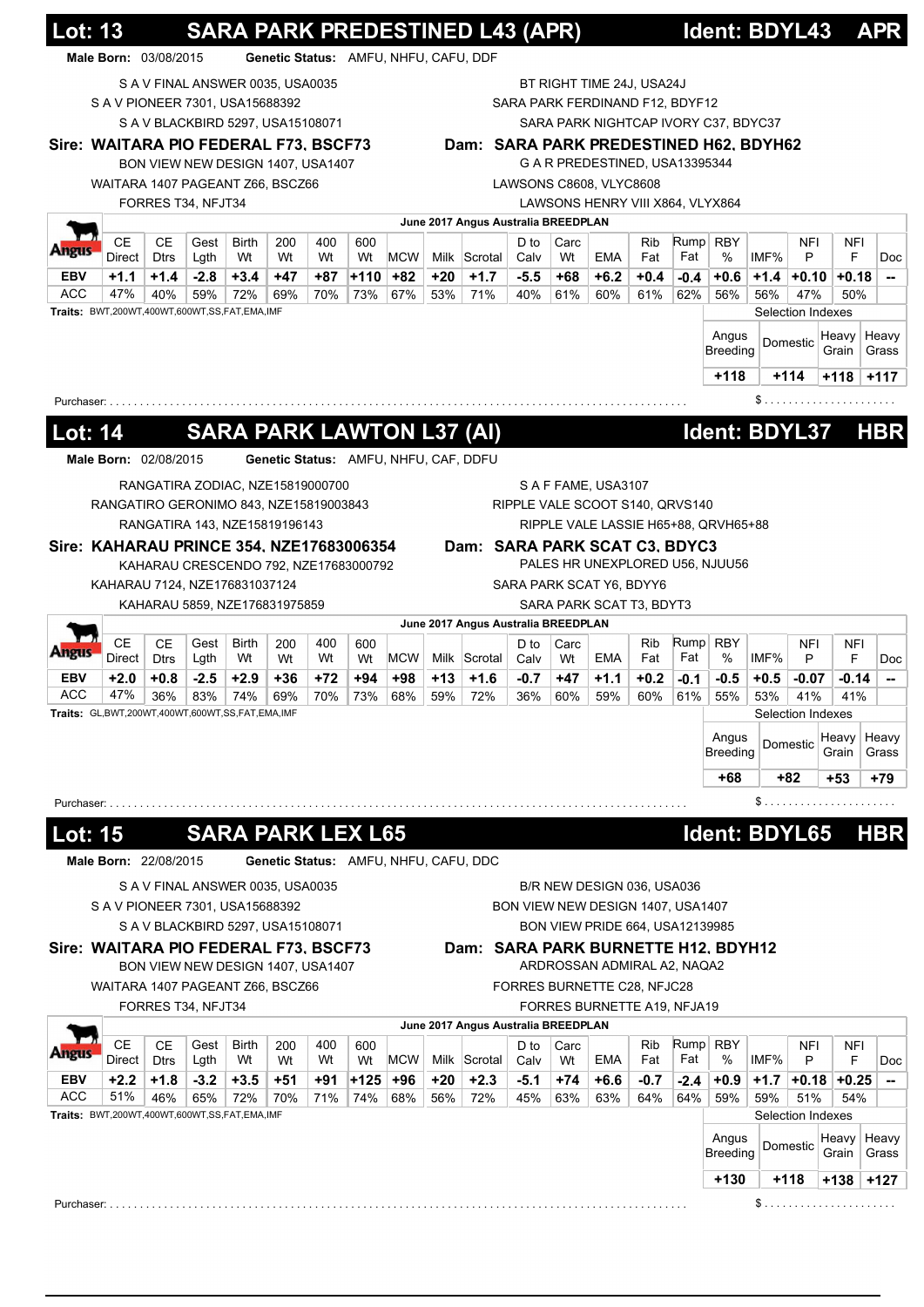## Lot: 13 SARA PARK PREDESTINED L43 (APR) Ident: BDYL43 APR

**Male Born:** 03/08/2015 **Genetic Status:** AMFU, NHFU, CAFU, DDF

S A V FINAL ANSWER 0035, USA0035
S A V PIONEER 7301, USA15688392
S A V BLACKBIRD 5297, USA15108071
**Sire: WAITARA PIO FEDERAL F73, BSCF73**
BON VIEW NEW DESIGN 1407, USA1407
WAITARA 1407 PAGEANT Z66, BSCZ66
FORRES T34, NFJT34

BT RIGHT TIME 24J, USA24J
SARA PARK FERDINAND F12, BDYF12
SARA PARK NIGHTCAP IVORY C37, BDYC37
**Dam: SARA PARK PREDESTINED H62, BDYH62**
G A R PREDESTINED, USA13395344
LAWSONS C8608, VLYC8608
LAWSONS HENRY VIII X864, VLYX864

June 2017 Angus Australia BREEDPLAN

| | CE Direct | CE Dtrs | Gest Lgth | Birth Wt | 200 Wt | 400 Wt | 600 Wt | MCW | Milk | Scrotal | D to Calv | Carc Wt | EMA | Rib Fat | Rump Fat | RBY % | IMF% | NFI P | NFI F | Doc |
|---|---|---|---|---|---|---|---|---|---|---|---|---|---|---|---|---|---|---|---|---|
| EBV | +1.1 | +1.4 | -2.8 | +3.4 | +47 | +87 | +110 | +82 | +20 | +1.7 | -5.5 | +68 | +6.2 | +0.4 | -0.4 | +0.6 | +1.4 | +0.10 | +0.18 | -- |
| ACC | 47% | 40% | 59% | 72% | 69% | 70% | 73% | 67% | 53% | 71% | 40% | 61% | 60% | 61% | 62% | 56% | 56% | 47% | 50% | |

**Traits:** BWT,200WT,400WT,600WT,SS,FAT,EMA,IMF

Selection Indexes

| Angus Breeding | Domestic | Heavy Grain | Heavy Grass |
|---|---|---|---|
| +118 | +114 | +118 | +117 |

Purchaser: ........................................ $ ....................

## Lot: 14 SARA PARK LAWTON L37 (AI) Ident: BDYL37 HBR

**Male Born:** 02/08/2015 **Genetic Status:** AMFU, NHFU, CAF, DDFU

RANGATIRA ZODIAC, NZE15819000700
RANGATIRO GERONIMO 843, NZE15819003843
RANGATIRA 143, NZE15819196143
**Sire: KAHARAU PRINCE 354, NZE17683006354**
KAHARAU CRESCENDO 792, NZE17683000792
KAHARAU 7124, NZE176831037124
KAHARAU 5859, NZE176831975859

S A F FAME, USA3107
RIPPLE VALE SCOOT S140, QRVS140
RIPPLE VALE LASSIE H65+88, QRVH65+88
**Dam: SARA PARK SCAT C3, BDYC3**
PALES HR UNEXPLORED U56, NJUU56
SARA PARK SCAT Y6, BDYY6
SARA PARK SCAT T3, BDYT3

June 2017 Angus Australia BREEDPLAN

| | CE Direct | CE Dtrs | Gest Lgth | Birth Wt | 200 Wt | 400 Wt | 600 Wt | MCW | Milk | Scrotal | D to Calv | Carc Wt | EMA | Rib Fat | Rump Fat | RBY % | IMF% | NFI P | NFI F | Doc |
|---|---|---|---|---|---|---|---|---|---|---|---|---|---|---|---|---|---|---|---|---|
| EBV | +2.0 | +0.8 | -2.5 | +2.9 | +36 | +72 | +94 | +98 | +13 | +1.6 | -0.7 | +47 | +1.1 | +0.2 | -0.1 | -0.5 | +0.5 | -0.07 | -0.14 | -- |
| ACC | 47% | 36% | 83% | 74% | 69% | 70% | 73% | 68% | 59% | 72% | 36% | 60% | 59% | 60% | 61% | 55% | 53% | 41% | 41% | |

**Traits:** GL,BWT,200WT,400WT,600WT,SS,FAT,EMA,IMF

Selection Indexes

| Angus Breeding | Domestic | Heavy Grain | Heavy Grass |
|---|---|---|---|
| +68 | +82 | +53 | +79 |

Purchaser: ........................................ $ ....................

## Lot: 15 SARA PARK LEX L65 Ident: BDYL65 HBR

**Male Born:** 22/08/2015 **Genetic Status:** AMFU, NHFU, CAFU, DDC

S A V FINAL ANSWER 0035, USA0035
S A V PIONEER 7301, USA15688392
S A V BLACKBIRD 5297, USA15108071
**Sire: WAITARA PIO FEDERAL F73, BSCF73**
BON VIEW NEW DESIGN 1407, USA1407
WAITARA 1407 PAGEANT Z66, BSCZ66
FORRES T34, NFJT34

B/R NEW DESIGN 036, USA036
BON VIEW NEW DESIGN 1407, USA1407
BON VIEW PRIDE 664, USA12139985
**Dam: SARA PARK BURNETTE H12, BDYH12**
ARDROSSAN ADMIRAL A2, NAQA2
FORRES BURNETTE C28, NFJC28
FORRES BURNETTE A19, NFJA19

June 2017 Angus Australia BREEDPLAN

| | CE Direct | CE Dtrs | Gest Lgth | Birth Wt | 200 Wt | 400 Wt | 600 Wt | MCW | Milk | Scrotal | D to Calv | Carc Wt | EMA | Rib Fat | Rump Fat | RBY % | IMF% | NFI P | NFI F | Doc |
|---|---|---|---|---|---|---|---|---|---|---|---|---|---|---|---|---|---|---|---|---|
| EBV | +2.2 | +1.8 | -3.2 | +3.5 | +51 | +91 | +125 | +96 | +20 | +2.3 | -5.1 | +74 | +6.6 | -0.7 | -2.4 | +0.9 | +1.7 | +0.18 | +0.25 | -- |
| ACC | 51% | 46% | 65% | 72% | 70% | 71% | 74% | 68% | 56% | 72% | 45% | 63% | 63% | 64% | 64% | 59% | 59% | 51% | 54% | |

**Traits:** BWT,200WT,400WT,600WT,SS,FAT,EMA,IMF

Selection Indexes

| Angus Breeding | Domestic | Heavy Grain | Heavy Grass |
|---|---|---|---|
| +130 | +118 | +138 | +127 |

Purchaser: ........................................ $ ....................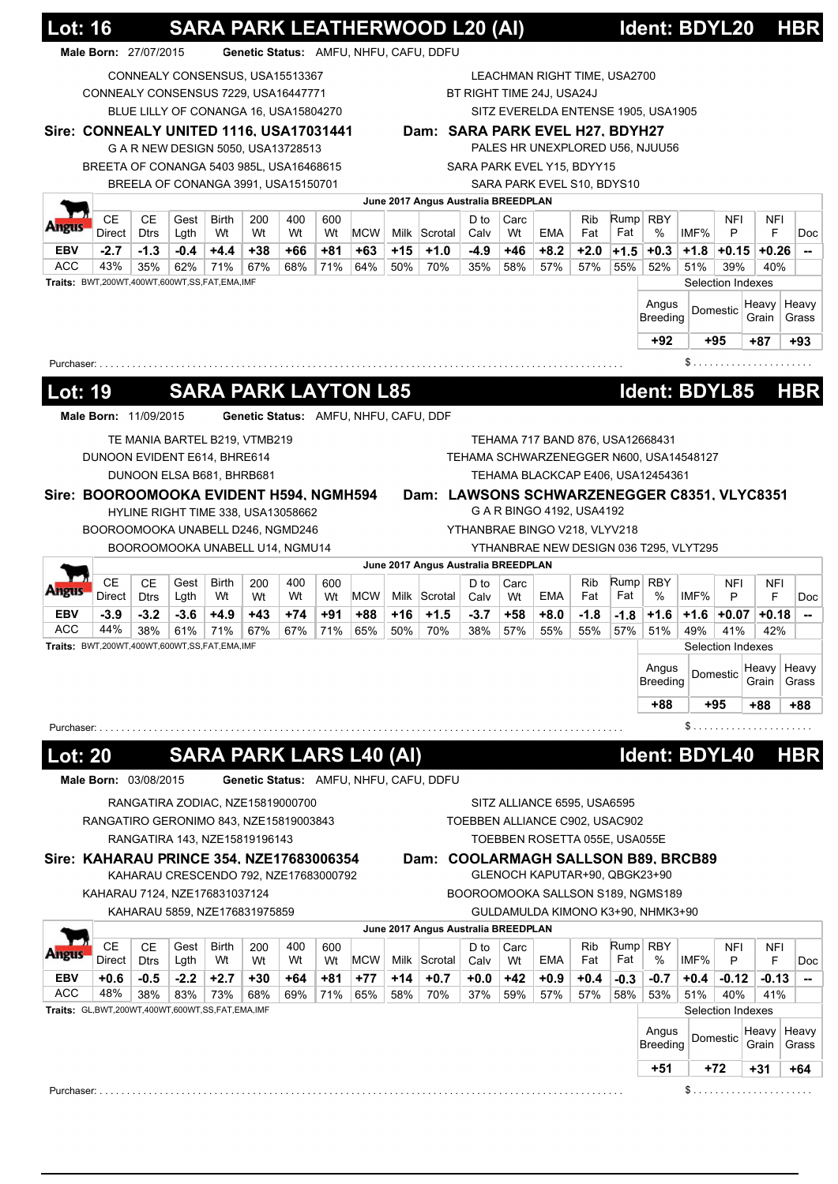## Lot: 16 SARA PARK LEATHERWOOD L20 (AI) Ident: BDYL20 HBR

**Male Born:** 27/07/2015 **Genetic Status:** AMFU, NHFU, CAFU, DDFU

CONNEALY CONSENSUS, USA15513367
CONNEALY CONSENSUS 7229, USA16447771
BLUE LILLY OF CONANGA 16, USA15804270

**Sire: CONNEALY UNITED 1116, USA17031441**
G A R NEW DESIGN 5050, USA13728513
BREETA OF CONANGA 5403 985L, USA16468615
BREELA OF CONANGA 3991, USA15150701

LEACHMAN RIGHT TIME, USA2700
BT RIGHT TIME 24J, USA24J
SITZ EVERELDA ENTENSE 1905, USA1905

**Dam: SARA PARK EVEL H27, BDYH27**
PALES HR UNEXPLORED U56, NJUU56
SARA PARK EVEL Y15, BDYY15
SARA PARK EVEL S10, BDYS10

June 2017 Angus Australia BREEDPLAN

| | CE Direct | CE Dtrs | Gest Lgth | Birth Wt | 200 Wt | 400 Wt | 600 Wt | MCW | Milk | Scrotal | D to Calv | Carc Wt | EMA | Rib Fat | Rump Fat | RBY % | IMF% | NFI P | NFI F | Doc |
|---|---|---|---|---|---|---|---|---|---|---|---|---|---|---|---|---|---|---|---|---|
| EBV | -2.7 | -1.3 | -0.4 | +4.4 | +38 | +66 | +81 | +63 | +15 | +1.0 | -4.9 | +46 | +8.2 | +2.0 | +1.5 | +0.3 | +1.8 | +0.15 | +0.26 | -- |
| ACC | 43% | 35% | 62% | 71% | 67% | 68% | 71% | 64% | 50% | 70% | 35% | 58% | 57% | 57% | 55% | 52% | 51% | 39% | 40% | |

**Traits:** BWT,200WT,400WT,600WT,SS,FAT,EMA,IMF

Selection Indexes

| Angus Breeding | Domestic | Heavy Grain | Heavy Grass |
|---|---|---|---|
| +92 | +95 | +87 | +93 |

Purchaser: ........................................ $ ....................

## Lot: 19 SARA PARK LAYTON L85 Ident: BDYL85 HBR

**Male Born:** 11/09/2015 **Genetic Status:** AMFU, NHFU, CAFU, DDF

TE MANIA BARTEL B219, VTMB219
DUNOON EVIDENT E614, BHRE614
DUNOON ELSA B681, BHRB681

**Sire: BOOROOMOOKA EVIDENT H594, NGMH594**
HYLINE RIGHT TIME 338, USA13058662
BOOROOMOOKA UNABELL D246, NGMD246
BOOROOMOOKA UNABELL U14, NGMU14

TEHAMA 717 BAND 876, USA12668431
TEHAMA SCHWARZENEGGER N600, USA14548127
TEHAMA BLACKCAP E406, USA12454361

**Dam: LAWSONS SCHWARZENEGGER C8351, VLYC8351**
G A R BINGO 4192, USA4192
YTHANBRAE BINGO V218, VLYV218
YTHANBRAE NEW DESIGN 036 T295, VLYT295

June 2017 Angus Australia BREEDPLAN

| | CE Direct | CE Dtrs | Gest Lgth | Birth Wt | 200 Wt | 400 Wt | 600 Wt | MCW | Milk | Scrotal | D to Calv | Carc Wt | EMA | Rib Fat | Rump Fat | RBY % | IMF% | NFI P | NFI F | Doc |
|---|---|---|---|---|---|---|---|---|---|---|---|---|---|---|---|---|---|---|---|---|
| EBV | -3.9 | -3.2 | -3.6 | +4.9 | +43 | +74 | +91 | +88 | +16 | +1.5 | -3.7 | +58 | +8.0 | -1.8 | -1.8 | +1.6 | +1.6 | +0.07 | +0.18 | -- |
| ACC | 44% | 38% | 61% | 71% | 67% | 67% | 71% | 65% | 50% | 70% | 38% | 57% | 55% | 55% | 57% | 51% | 49% | 41% | 42% | |

**Traits:** BWT,200WT,400WT,600WT,SS,FAT,EMA,IMF

Selection Indexes

| Angus Breeding | Domestic | Heavy Grain | Heavy Grass |
|---|---|---|---|
| +88 | +95 | +88 | +88 |

Purchaser: ........................................ $ ....................

## Lot: 20 SARA PARK LARS L40 (AI) Ident: BDYL40 HBR

**Male Born:** 03/08/2015 **Genetic Status:** AMFU, NHFU, CAFU, DDFU

RANGATIRA ZODIAC, NZE15819000700
RANGATIRO GERONIMO 843, NZE15819003843
RANGATIRA 143, NZE15819196143

**Sire: KAHARAU PRINCE 354, NZE17683006354**
KAHARAU CRESCENDO 792, NZE17683000792
KAHARAU 7124, NZE176831037124
KAHARAU 5859, NZE176831975859

SITZ ALLIANCE 6595, USA6595
TOEBBEN ALLIANCE C902, USAC902
TOEBBEN ROSETTA 055E, USA055E

**Dam: COOLARMAGH SALLSON B89, BRCB89**
GLENOCH KAPUTAR+90, QBGK23+90
BOOROOMOOKA SALLSON S189, NGMS189
GULDAMULDA KIMONO K3+90, NHMK3+90

June 2017 Angus Australia BREEDPLAN

| | CE Direct | CE Dtrs | Gest Lgth | Birth Wt | 200 Wt | 400 Wt | 600 Wt | MCW | Milk | Scrotal | D to Calv | Carc Wt | EMA | Rib Fat | Rump Fat | RBY % | IMF% | NFI P | NFI F | Doc |
|---|---|---|---|---|---|---|---|---|---|---|---|---|---|---|---|---|---|---|---|---|
| EBV | +0.6 | -0.5 | -2.2 | +2.7 | +30 | +64 | +81 | +77 | +14 | +0.7 | +0.0 | +42 | +0.9 | +0.4 | -0.3 | -0.7 | +0.4 | -0.12 | -0.13 | -- |
| ACC | 48% | 38% | 83% | 73% | 68% | 69% | 71% | 65% | 58% | 70% | 37% | 59% | 57% | 57% | 58% | 53% | 51% | 40% | 41% | |

**Traits:** GL,BWT,200WT,400WT,600WT,SS,FAT,EMA,IMF

Selection Indexes

| Angus Breeding | Domestic | Heavy Grain | Heavy Grass |
|---|---|---|---|
| +51 | +72 | +31 | +64 |

Purchaser: ........................................ $ ....................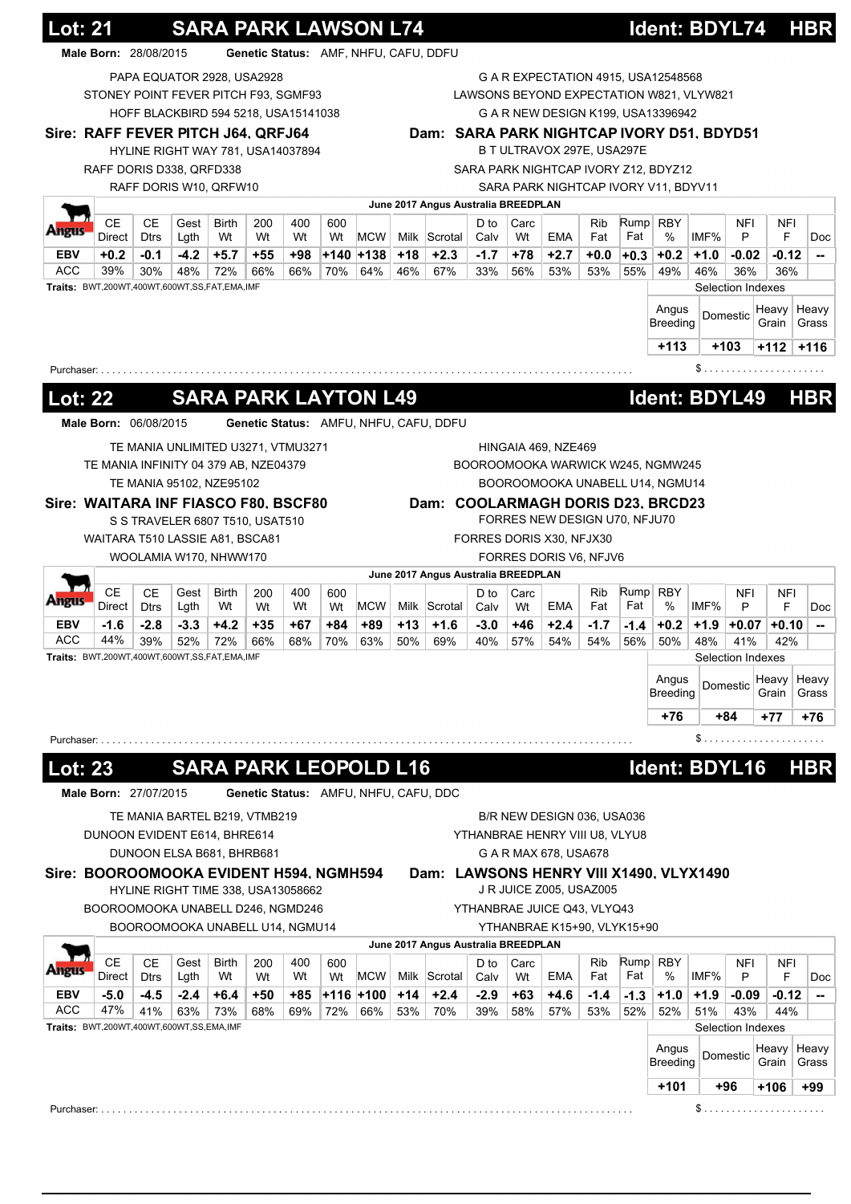## Lot: 21 SARA PARK LAWSON L74 Ident: BDYL74 HBR

**Male Born:** 28/08/2015 **Genetic Status:** AMF, NHFU, CAFU, DDFU

PAPA EQUATOR 2928, USA2928
STONEY POINT FEVER PITCH F93, SGMF93
HOFF BLACKBIRD 594 5218, USA15141038
**Sire: RAFF FEVER PITCH J64, QRFJ64**
HYLINE RIGHT WAY 781, USA14037894
RAFF DORIS D338, QRFD338
RAFF DORIS W10, QRFW10

G A R EXPECTATION 4915, USA12548568
LAWSONS BEYOND EXPECTATION W821, VLYW821
G A R NEW DESIGN K199, USA13396942
**Dam: SARA PARK NIGHTCAP IVORY D51, BDYD51**
B T ULTRAVOX 297E, USA297E
SARA PARK NIGHTCAP IVORY Z12, BDYZ12
SARA PARK NIGHTCAP IVORY V11, BDYV11

June 2017 Angus Australia BREEDPLAN

| | CE Direct | CE Dtrs | Gest Lgth | Birth Wt | 200 Wt | 400 Wt | 600 Wt | MCW | Milk | Scrotal | D to Calv | Carc Wt | EMA | Rib Fat | Rump Fat | RBY % | IMF% | NFI P | NFI F | Doc |
|---|---|---|---|---|---|---|---|---|---|---|---|---|---|---|---|---|---|---|---|---|
| EBV | +0.2 | -0.1 | -4.2 | +5.7 | +55 | +98 | +140 | +138 | +18 | +2.3 | -1.7 | +78 | +2.7 | +0.0 | +0.3 | +0.2 | +1.0 | -0.02 | -0.12 | -- |
| ACC | 39% | 30% | 48% | 72% | 66% | 66% | 70% | 64% | 46% | 67% | 33% | 56% | 53% | 53% | 55% | 49% | 46% | 36% | 36% | |

**Traits:** BWT,200WT,400WT,600WT,SS,FAT,EMA,IMF

Selection Indexes

| Angus Breeding | Domestic | Heavy Grain | Heavy Grass |
|---|---|---|---|
| +113 | +103 | +112 | +116 |

Purchaser: ............................................................ $ ....................

## Lot: 22 SARA PARK LAYTON L49 Ident: BDYL49 HBR

**Male Born:** 06/08/2015 **Genetic Status:** AMFU, NHFU, CAFU, DDFU

TE MANIA UNLIMITED U3271, VTMU3271
TE MANIA INFINITY 04 379 AB, NZE04379
TE MANIA 95102, NZE95102
**Sire: WAITARA INF FIASCO F80, BSCF80**
S S TRAVELER 6807 T510, USAT510
WAITARA T510 LASSIE A81, BSCA81
WOOLAMIA W170, NHWW170

HINGAIA 469, NZE469
BOOROOMOOKA WARWICK W245, NGMW245
BOOROOMOOKA UNABELL U14, NGMU14
**Dam: COOLARMAGH DORIS D23, BRCD23**
FORRES NEW DESIGN U70, NFJU70
FORRES DORIS X30, NFJX30
FORRES DORIS V6, NFJV6

June 2017 Angus Australia BREEDPLAN

| | CE Direct | CE Dtrs | Gest Lgth | Birth Wt | 200 Wt | 400 Wt | 600 Wt | MCW | Milk | Scrotal | D to Calv | Carc Wt | EMA | Rib Fat | Rump Fat | RBY % | IMF% | NFI P | NFI F | Doc |
|---|---|---|---|---|---|---|---|---|---|---|---|---|---|---|---|---|---|---|---|---|
| EBV | -1.6 | -2.8 | -3.3 | +4.2 | +35 | +67 | +84 | +89 | +13 | +1.6 | -3.0 | +46 | +2.4 | -1.7 | -1.4 | +0.2 | +1.9 | +0.07 | +0.10 | -- |
| ACC | 44% | 39% | 52% | 72% | 66% | 68% | 70% | 63% | 50% | 69% | 40% | 57% | 54% | 54% | 56% | 50% | 48% | 41% | 42% | |

**Traits:** BWT,200WT,400WT,600WT,SS,FAT,EMA,IMF

Selection Indexes

| Angus Breeding | Domestic | Heavy Grain | Heavy Grass |
|---|---|---|---|
| +76 | +84 | +77 | +76 |

Purchaser: ............................................................ $ ....................

## Lot: 23 SARA PARK LEOPOLD L16 Ident: BDYL16 HBR

**Male Born:** 27/07/2015 **Genetic Status:** AMFU, NHFU, CAFU, DDC

TE MANIA BARTEL B219, VTMB219
DUNOON EVIDENT E614, BHRE614
DUNOON ELSA B681, BHRB681
**Sire: BOOROOMOOKA EVIDENT H594, NGMH594**
HYLINE RIGHT TIME 338, USA13058662
BOOROOMOOKA UNABELL D246, NGMD246
BOOROOMOOKA UNABELL U14, NGMU14

B/R NEW DESIGN 036, USA036
YTHANBRAE HENRY VIII U8, VLYU8
G A R MAX 678, USA678
**Dam: LAWSONS HENRY VIII X1490, VLYX1490**
J R JUICE Z005, USAZ005
YTHANBRAE JUICE Q43, VLYQ43
YTHANBRAE K15+90, VLYK15+90

June 2017 Angus Australia BREEDPLAN

| | CE Direct | CE Dtrs | Gest Lgth | Birth Wt | 200 Wt | 400 Wt | 600 Wt | MCW | Milk | Scrotal | D to Calv | Carc Wt | EMA | Rib Fat | Rump Fat | RBY % | IMF% | NFI P | NFI F | Doc |
|---|---|---|---|---|---|---|---|---|---|---|---|---|---|---|---|---|---|---|---|---|
| EBV | -5.0 | -4.5 | -2.4 | +6.4 | +50 | +85 | +116 | +100 | +14 | +2.4 | -2.9 | +63 | +4.6 | -1.4 | -1.3 | +1.0 | +1.9 | -0.09 | -0.12 | -- |
| ACC | 47% | 41% | 63% | 73% | 68% | 69% | 72% | 66% | 53% | 70% | 39% | 58% | 57% | 53% | 52% | 52% | 51% | 43% | 44% | |

**Traits:** BWT,200WT,400WT,600WT,SS,EMA,IMF

Selection Indexes

| Angus Breeding | Domestic | Heavy Grain | Heavy Grass |
|---|---|---|---|
| +101 | +96 | +106 | +99 |

Purchaser: ............................................................ $ ....................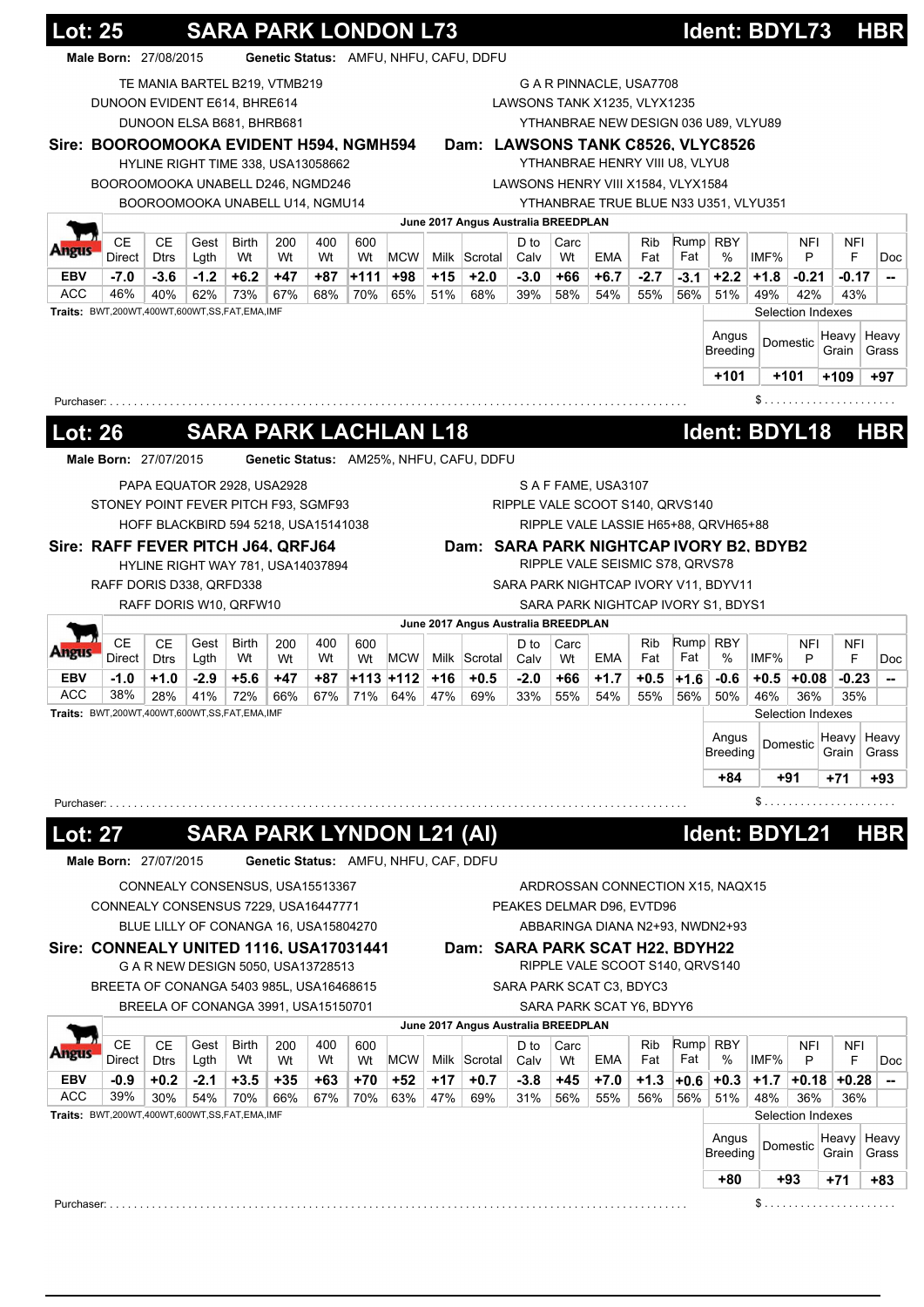## Lot: 25 SARA PARK LONDON L73 — Ident: BDYL73 HBR

**Male Born:** 27/08/2015 **Genetic Status:** AMFU, NHFU, CAFU, DDFU

TE MANIA BARTEL B219, VTMB219
DUNOON EVIDENT E614, BHRE614
DUNOON ELSA B681, BHRB681

**Sire: BOOROOMOOKA EVIDENT H594, NGMH594**

HYLINE RIGHT TIME 338, USA13058662
BOOROOMOOKA UNABELL D246, NGMD246
BOOROOMOOKA UNABELL U14, NGMU14

G A R PINNACLE, USA7708
LAWSONS TANK X1235, VLYX1235
YTHANBRAE NEW DESIGN 036 U89, VLYU89

**Dam: LAWSONS TANK C8526, VLYC8526**

YTHANBRAE HENRY VIII U8, VLYU8
LAWSONS HENRY VIII X1584, VLYX1584
YTHANBRAE TRUE BLUE N33 U351, VLYU351

June 2017 Angus Australia BREEDPLAN

| | CE Direct | CE Dtrs | Gest Lgth | Birth Wt | 200 Wt | 400 Wt | 600 Wt | MCW | Milk | Scrotal | D to Calv | Carc Wt | EMA | Rib Fat | Rump Fat | RBY % | IMF% | NFI P | NFI F | Doc |
|---|---|---|---|---|---|---|---|---|---|---|---|---|---|---|---|---|---|---|---|---|
| EBV | -7.0 | -3.6 | -1.2 | +6.2 | +47 | +87 | +111 | +98 | +15 | +2.0 | -3.0 | +66 | +6.7 | -2.7 | -3.1 | +2.2 | +1.8 | -0.21 | -0.17 | -- |
| ACC | 46% | 40% | 62% | 73% | 67% | 68% | 70% | 65% | 51% | 68% | 39% | 58% | 54% | 55% | 56% | 51% | 49% | 42% | 43% | |

**Traits:** BWT,200WT,400WT,600WT,SS,FAT,EMA,IMF

Selection Indexes

| Angus Breeding | Domestic | Heavy Grain | Heavy Grass |
|---|---|---|---|
| +101 | +101 | +109 | +97 |

Purchaser: ........................................ $ ....................

## Lot: 26 SARA PARK LACHLAN L18 — Ident: BDYL18 HBR

**Male Born:** 27/07/2015 **Genetic Status:** AM25%, NHFU, CAFU, DDFU

PAPA EQUATOR 2928, USA2928
STONEY POINT FEVER PITCH F93, SGMF93
HOFF BLACKBIRD 594 5218, USA15141038

**Sire: RAFF FEVER PITCH J64, QRFJ64**

HYLINE RIGHT WAY 781, USA14037894
RAFF DORIS D338, QRFD338
RAFF DORIS W10, QRFW10

S A F FAME, USA3107
RIPPLE VALE SCOOT S140, QRVS140
RIPPLE VALE LASSIE H65+88, QRVH65+88

**Dam: SARA PARK NIGHTCAP IVORY B2, BDYB2**

RIPPLE VALE SEISMIC S78, QRVS78
SARA PARK NIGHTCAP IVORY V11, BDYV11
SARA PARK NIGHTCAP IVORY S1, BDYS1

June 2017 Angus Australia BREEDPLAN

| | CE Direct | CE Dtrs | Gest Lgth | Birth Wt | 200 Wt | 400 Wt | 600 Wt | MCW | Milk | Scrotal | D to Calv | Carc Wt | EMA | Rib Fat | Rump Fat | RBY % | IMF% | NFI P | NFI F | Doc |
|---|---|---|---|---|---|---|---|---|---|---|---|---|---|---|---|---|---|---|---|---|
| EBV | -1.0 | +1.0 | -2.9 | +5.6 | +47 | +87 | +113 | +112 | +16 | +0.5 | -2.0 | +66 | +1.7 | +0.5 | +1.6 | -0.6 | +0.5 | +0.08 | -0.23 | -- |
| ACC | 38% | 28% | 41% | 72% | 66% | 67% | 71% | 64% | 47% | 69% | 33% | 55% | 54% | 55% | 56% | 50% | 46% | 36% | 35% | |

**Traits:** BWT,200WT,400WT,600WT,SS,FAT,EMA,IMF

Selection Indexes

| Angus Breeding | Domestic | Heavy Grain | Heavy Grass |
|---|---|---|---|
| +84 | +91 | +71 | +93 |

Purchaser: ........................................ $ ....................

## Lot: 27 SARA PARK LYNDON L21 (AI) — Ident: BDYL21 HBR

**Male Born:** 27/07/2015 **Genetic Status:** AMFU, NHFU, CAF, DDFU

CONNEALY CONSENSUS, USA15513367
CONNEALY CONSENSUS 7229, USA16447771
BLUE LILLY OF CONANGA 16, USA15804270

**Sire: CONNEALY UNITED 1116, USA17031441**

G A R NEW DESIGN 5050, USA13728513
BREETA OF CONANGA 5403 985L, USA16468615
BREELA OF CONANGA 3991, USA15150701

ARDROSSAN CONNECTION X15, NAQX15
PEAKES DELMAR D96, EVTD96
ABBARINGA DIANA N2+93, NWDN2+93

**Dam: SARA PARK SCAT H22, BDYH22**

RIPPLE VALE SCOOT S140, QRVS140
SARA PARK SCAT C3, BDYC3
SARA PARK SCAT Y6, BDYY6

June 2017 Angus Australia BREEDPLAN

| | CE Direct | CE Dtrs | Gest Lgth | Birth Wt | 200 Wt | 400 Wt | 600 Wt | MCW | Milk | Scrotal | D to Calv | Carc Wt | EMA | Rib Fat | Rump Fat | RBY % | IMF% | NFI P | NFI F | Doc |
|---|---|---|---|---|---|---|---|---|---|---|---|---|---|---|---|---|---|---|---|---|
| EBV | -0.9 | +0.2 | -2.1 | +3.5 | +35 | +63 | +70 | +52 | +17 | +0.7 | -3.8 | +45 | +7.0 | +1.3 | +0.6 | +0.3 | +1.7 | +0.18 | +0.28 | -- |
| ACC | 39% | 30% | 54% | 70% | 66% | 67% | 70% | 63% | 47% | 69% | 31% | 56% | 55% | 56% | 56% | 51% | 48% | 36% | 36% | |

**Traits:** BWT,200WT,400WT,600WT,SS,FAT,EMA,IMF

Selection Indexes

| Angus Breeding | Domestic | Heavy Grain | Heavy Grass |
|---|---|---|---|
| +80 | +93 | +71 | +83 |

Purchaser: ........................................ $ ....................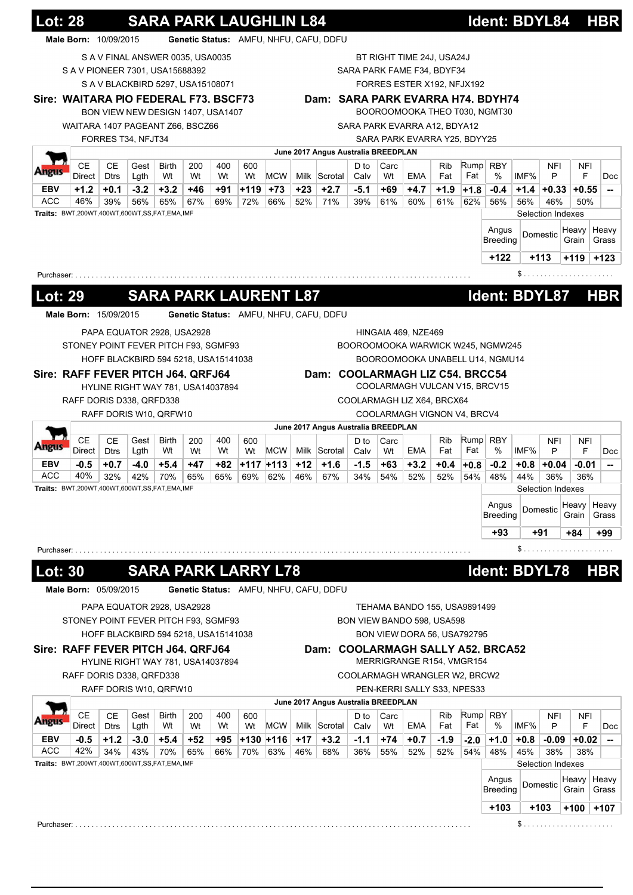## Lot: 28 SARA PARK LAUGHLIN L84 Ident: BDYL84 HBR

**Male Born:** 10/09/2015 **Genetic Status:** AMFU, NHFU, CAFU, DDFU

S A V FINAL ANSWER 0035, USA0035
S A V PIONEER 7301, USA15688392
S A V BLACKBIRD 5297, USA15108071
**Sire: WAITARA PIO FEDERAL F73, BSCF73**
BON VIEW NEW DESIGN 1407, USA1407
WAITARA 1407 PAGEANT Z66, BSCZ66
FORRES T34, NFJT34

BT RIGHT TIME 24J, USA24J
SARA PARK FAME F34, BDYF34
FORRES ESTER X192, NFJX192
**Dam: SARA PARK EVARRA H74, BDYH74**
BOOROOMOOKA THEO T030, NGMT30
SARA PARK EVARRA A12, BDYA12
SARA PARK EVARRA Y25, BDYY25

June 2017 Angus Australia BREEDPLAN

| | CE Direct | CE Dtrs | Gest Lgth | Birth Wt | 200 Wt | 400 Wt | 600 Wt | MCW | Milk | Scrotal | D to Calv | Carc Wt | EMA | Rib Fat | Rump Fat | RBY % | IMF% | NFI P | NFI F | Doc |
|---|---|---|---|---|---|---|---|---|---|---|---|---|---|---|---|---|---|---|---|---|
| EBV | +1.2 | +0.1 | -3.2 | +3.2 | +46 | +91 | +119 | +73 | +23 | +2.7 | -5.1 | +69 | +4.7 | +1.9 | +1.8 | -0.4 | +1.4 | +0.33 | +0.55 | -- |
| ACC | 46% | 39% | 56% | 65% | 67% | 69% | 72% | 66% | 52% | 71% | 39% | 61% | 60% | 61% | 62% | 56% | 56% | 46% | 50% | |

**Traits:** BWT,200WT,400WT,600WT,SS,FAT,EMA,IMF

Selection Indexes

| Angus Breeding | Domestic | Heavy Grain | Heavy Grass |
|---|---|---|---|
| +122 | +113 | +119 | +123 |

Purchaser: ........................................................................ $ ......................

## Lot: 29 SARA PARK LAURENT L87 Ident: BDYL87 HBR

**Male Born:** 15/09/2015 **Genetic Status:** AMFU, NHFU, CAFU, DDFU

PAPA EQUATOR 2928, USA2928
STONEY POINT FEVER PITCH F93, SGMF93
HOFF BLACKBIRD 594 5218, USA15141038
**Sire: RAFF FEVER PITCH J64, QRFJ64**
HYLINE RIGHT WAY 781, USA14037894
RAFF DORIS D338, QRFD338
RAFF DORIS W10, QRFW10

HINGAIA 469, NZE469
BOOROOMOOKA WARWICK W245, NGMW245
BOOROOMOOKA UNABELL U14, NGMU14
**Dam: COOLARMAGH LIZ C54, BRCC54**
COOLARMAGH VULCAN V15, BRCV15
COOLARMAGH LIZ X64, BRCX64
COOLARMAGH VIGNON V4, BRCV4

June 2017 Angus Australia BREEDPLAN

| | CE Direct | CE Dtrs | Gest Lgth | Birth Wt | 200 Wt | 400 Wt | 600 Wt | MCW | Milk | Scrotal | D to Calv | Carc Wt | EMA | Rib Fat | Rump Fat | RBY % | IMF% | NFI P | NFI F | Doc |
|---|---|---|---|---|---|---|---|---|---|---|---|---|---|---|---|---|---|---|---|---|
| EBV | -0.5 | +0.7 | -4.0 | +5.4 | +47 | +82 | +117 | +113 | +12 | +1.6 | -1.5 | +63 | +3.2 | +0.4 | +0.8 | -0.2 | +0.8 | +0.04 | -0.01 | -- |
| ACC | 40% | 32% | 42% | 70% | 65% | 65% | 69% | 62% | 46% | 67% | 34% | 54% | 52% | 52% | 54% | 48% | 44% | 36% | 36% | |

**Traits:** BWT,200WT,400WT,600WT,SS,FAT,EMA,IMF

Selection Indexes

| Angus Breeding | Domestic | Heavy Grain | Heavy Grass |
|---|---|---|---|
| +93 | +91 | +84 | +99 |

Purchaser: ........................................................................ $ ......................

## Lot: 30 SARA PARK LARRY L78 Ident: BDYL78 HBR

**Male Born:** 05/09/2015 **Genetic Status:** AMFU, NHFU, CAFU, DDFU

PAPA EQUATOR 2928, USA2928
STONEY POINT FEVER PITCH F93, SGMF93
HOFF BLACKBIRD 594 5218, USA15141038
**Sire: RAFF FEVER PITCH J64, QRFJ64**
HYLINE RIGHT WAY 781, USA14037894
RAFF DORIS D338, QRFD338
RAFF DORIS W10, QRFW10

TEHAMA BANDO 155, USA9891499
BON VIEW BANDO 598, USA598
BON VIEW DORA 56, USA792795
**Dam: COOLARMAGH SALLY A52, BRCA52**
MERRIGRANGE R154, VMGR154
COOLARMAGH WRANGLER W2, BRCW2
PEN-KERRI SALLY S33, NPES33

June 2017 Angus Australia BREEDPLAN

| | CE Direct | CE Dtrs | Gest Lgth | Birth Wt | 200 Wt | 400 Wt | 600 Wt | MCW | Milk | Scrotal | D to Calv | Carc Wt | EMA | Rib Fat | Rump Fat | RBY % | IMF% | NFI P | NFI F | Doc |
|---|---|---|---|---|---|---|---|---|---|---|---|---|---|---|---|---|---|---|---|---|
| EBV | -0.5 | +1.2 | -3.0 | +5.4 | +52 | +95 | +130 | +116 | +17 | +3.2 | -1.1 | +74 | +0.7 | -1.9 | -2.0 | +1.0 | +0.8 | -0.09 | +0.02 | -- |
| ACC | 42% | 34% | 43% | 70% | 65% | 66% | 70% | 63% | 46% | 68% | 36% | 55% | 52% | 52% | 54% | 48% | 45% | 38% | 38% | |

**Traits:** BWT,200WT,400WT,600WT,SS,FAT,EMA,IMF

Selection Indexes

| Angus Breeding | Domestic | Heavy Grain | Heavy Grass |
|---|---|---|---|
| +103 | +103 | +100 | +107 |

Purchaser: ........................................................................ $ ......................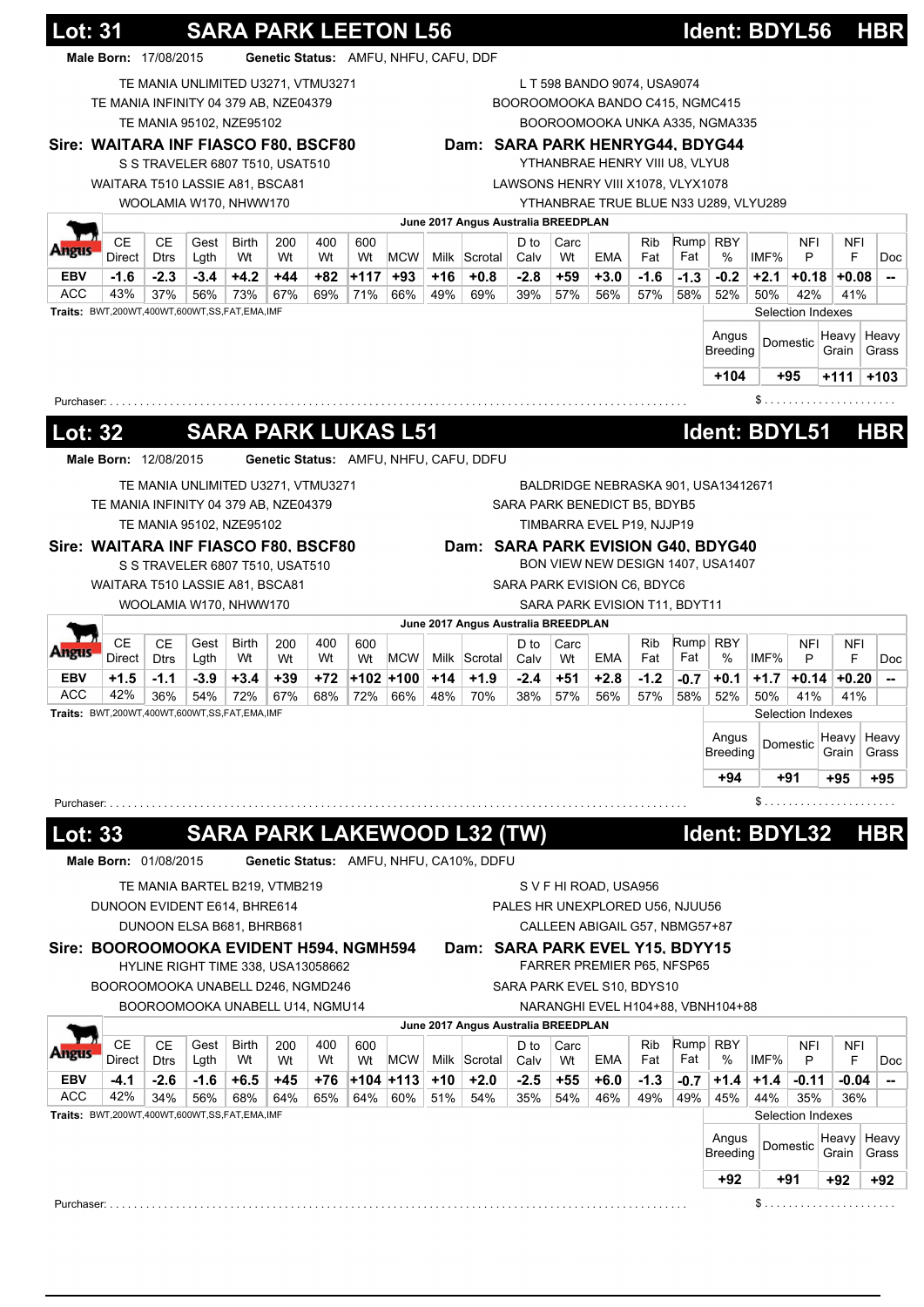## Lot: 31 SARA PARK LEETON L56 Ident: BDYL56 HBR

**Male Born:** 17/08/2015 **Genetic Status:** AMFU, NHFU, CAFU, DDF

TE MANIA UNLIMITED U3271, VTMU3271
TE MANIA INFINITY 04 379 AB, NZE04379
TE MANIA 95102, NZE95102
**Sire: WAITARA INF FIASCO F80, BSCF80**
S S TRAVELER 6807 T510, USAT510
WAITARA T510 LASSIE A81, BSCA81
WOOLAMIA W170, NHWW170

L T 598 BANDO 9074, USA9074
BOOROOMOOKA BANDO C415, NGMC415
BOOROOMOOKA UNKA A335, NGMA335
**Dam: SARA PARK HENRYG44, BDYG44**
YTHANBRAE HENRY VIII U8, VLYU8
LAWSONS HENRY VIII X1078, VLYX1078
YTHANBRAE TRUE BLUE N33 U289, VLYU289

June 2017 Angus Australia BREEDPLAN

| | CE Direct | CE Dtrs | Gest Lgth | Birth Wt | 200 Wt | 400 Wt | 600 Wt | MCW | Milk | Scrotal | D to Calv | Carc Wt | EMA | Rib Fat | Rump Fat | RBY % | IMF% | NFI P | NFI F | Doc |
|---|---|---|---|---|---|---|---|---|---|---|---|---|---|---|---|---|---|---|---|---|
| EBV | -1.6 | -2.3 | -3.4 | +4.2 | +44 | +82 | +117 | +93 | +16 | +0.8 | -2.8 | +59 | +3.0 | -1.6 | -1.3 | -0.2 | +2.1 | +0.18 | +0.08 | -- |
| ACC | 43% | 37% | 56% | 73% | 67% | 69% | 71% | 66% | 49% | 69% | 39% | 57% | 56% | 57% | 58% | 52% | 50% | 42% | 41% | |

**Traits:** BWT,200WT,400WT,600WT,SS,FAT,EMA,IMF

Selection Indexes

| Angus Breeding | Domestic | Heavy Grain | Heavy Grass |
|---|---|---|---|
| +104 | +95 | +111 | +103 |

Purchaser: ........................................ $ ....................

## Lot: 32 SARA PARK LUKAS L51 Ident: BDYL51 HBR

**Male Born:** 12/08/2015 **Genetic Status:** AMFU, NHFU, CAFU, DDFU

TE MANIA UNLIMITED U3271, VTMU3271
TE MANIA INFINITY 04 379 AB, NZE04379
TE MANIA 95102, NZE95102
**Sire: WAITARA INF FIASCO F80, BSCF80**
S S TRAVELER 6807 T510, USAT510
WAITARA T510 LASSIE A81, BSCA81
WOOLAMIA W170, NHWW170

BALDRIDGE NEBRASKA 901, USA13412671
SARA PARK BENEDICT B5, BDYB5
TIMBARRA EVEL P19, NJJP19
**Dam: SARA PARK EVISION G40, BDYG40**
BON VIEW NEW DESIGN 1407, USA1407
SARA PARK EVISION C6, BDYC6
SARA PARK EVISION T11, BDYT11

June 2017 Angus Australia BREEDPLAN

| | CE Direct | CE Dtrs | Gest Lgth | Birth Wt | 200 Wt | 400 Wt | 600 Wt | MCW | Milk | Scrotal | D to Calv | Carc Wt | EMA | Rib Fat | Rump Fat | RBY % | IMF% | NFI P | NFI F | Doc |
|---|---|---|---|---|---|---|---|---|---|---|---|---|---|---|---|---|---|---|---|---|
| EBV | +1.5 | -1.1 | -3.9 | +3.4 | +39 | +72 | +102 | +100 | +14 | +1.9 | -2.4 | +51 | +2.8 | -1.2 | -0.7 | +0.1 | +1.7 | +0.14 | +0.20 | -- |
| ACC | 42% | 36% | 54% | 72% | 67% | 68% | 72% | 66% | 48% | 70% | 38% | 57% | 56% | 57% | 58% | 52% | 50% | 41% | 41% | |

**Traits:** BWT,200WT,400WT,600WT,SS,FAT,EMA,IMF

Selection Indexes

| Angus Breeding | Domestic | Heavy Grain | Heavy Grass |
|---|---|---|---|
| +94 | +91 | +95 | +95 |

Purchaser: ........................................ $ ....................

## Lot: 33 SARA PARK LAKEWOOD L32 (TW) Ident: BDYL32 HBR

**Male Born:** 01/08/2015 **Genetic Status:** AMFU, NHFU, CA10%, DDFU

TE MANIA BARTEL B219, VTMB219
DUNOON EVIDENT E614, BHRE614
DUNOON ELSA B681, BHRB681
**Sire: BOOROOMOOKA EVIDENT H594, NGMH594**
HYLINE RIGHT TIME 338, USA13058662
BOOROOMOOKA UNABELL D246, NGMD246
BOOROOMOOKA UNABELL U14, NGMU14

S V F HI ROAD, USA956
PALES HR UNEXPLORED U56, NJUU56
CALLEEN ABIGAIL G57, NBMG57+87
**Dam: SARA PARK EVEL Y15, BDYY15**
FARRER PREMIER P65, NFSP65
SARA PARK EVEL S10, BDYS10
NARANGHI EVEL H104+88, VBNH104+88

June 2017 Angus Australia BREEDPLAN

| | CE Direct | CE Dtrs | Gest Lgth | Birth Wt | 200 Wt | 400 Wt | 600 Wt | MCW | Milk | Scrotal | D to Calv | Carc Wt | EMA | Rib Fat | Rump Fat | RBY % | IMF% | NFI P | NFI F | Doc |
|---|---|---|---|---|---|---|---|---|---|---|---|---|---|---|---|---|---|---|---|---|
| EBV | -4.1 | -2.6 | -1.6 | +6.5 | +45 | +76 | +104 | +113 | +10 | +2.0 | -2.5 | +55 | +6.0 | -1.3 | -0.7 | +1.4 | +1.4 | -0.11 | -0.04 | -- |
| ACC | 42% | 34% | 56% | 68% | 64% | 65% | 64% | 60% | 51% | 54% | 35% | 54% | 46% | 49% | 49% | 45% | 44% | 35% | 36% | |

**Traits:** BWT,200WT,400WT,600WT,SS,FAT,EMA,IMF

Selection Indexes

| Angus Breeding | Domestic | Heavy Grain | Heavy Grass |
|---|---|---|---|
| +92 | +91 | +92 | +92 |

Purchaser: ........................................ $ ....................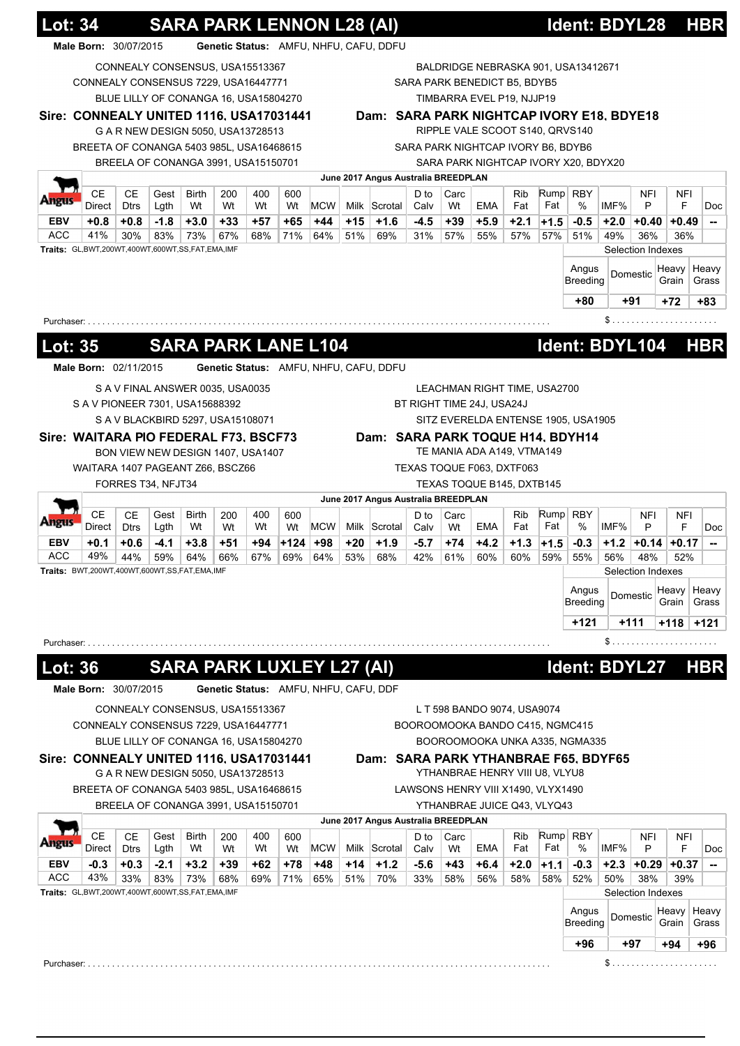## Lot: 34 SARA PARK LENNON L28 (AI) Ident: BDYL28 HBR

**Male Born:** 30/07/2015 **Genetic Status:** AMFU, NHFU, CAFU, DDFU

CONNEALY CONSENSUS, USA15513367
CONNEALY CONSENSUS 7229, USA16447771
BLUE LILLY OF CONANGA 16, USA15804270
**Sire: CONNEALY UNITED 1116, USA17031441**
G A R NEW DESIGN 5050, USA13728513
BREETA OF CONANGA 5403 985L, USA16468615
BREELA OF CONANGA 3991, USA15150701

BALDRIDGE NEBRASKA 901, USA13412671
SARA PARK BENEDICT B5, BDYB5
TIMBARRA EVEL P19, NJJP19
**Dam: SARA PARK NIGHTCAP IVORY E18, BDYE18**
RIPPLE VALE SCOOT S140, QRVS140
SARA PARK NIGHTCAP IVORY B6, BDYB6
SARA PARK NIGHTCAP IVORY X20, BDYX20

June 2017 Angus Australia BREEDPLAN

| | CE Direct | CE Dtrs | Gest Lgth | Birth Wt | 200 Wt | 400 Wt | 600 Wt | MCW | Milk | Scrotal | D to Calv | Carc Wt | EMA | Rib Fat | Rump Fat | RBY % | IMF% | NFI P | NFI F | Doc |
|---|---|---|---|---|---|---|---|---|---|---|---|---|---|---|---|---|---|---|---|---|
| EBV | +0.8 | +0.8 | -1.8 | +3.0 | +33 | +57 | +65 | +44 | +15 | +1.6 | -4.5 | +39 | +5.9 | +2.1 | +1.5 | -0.5 | +2.0 | +0.40 | +0.49 | -- |
| ACC | 41% | 30% | 83% | 73% | 67% | 68% | 71% | 64% | 51% | 69% | 31% | 57% | 55% | 57% | 57% | 51% | 49% | 36% | 36% | |

**Traits:** GL,BWT,200WT,400WT,600WT,SS,FAT,EMA,IMF

Selection Indexes

| Angus Breeding | Domestic | Heavy Grain | Heavy Grass |
|---|---|---|---|
| +80 | +91 | +72 | +83 |

Purchaser: ........................................ $ ....................

## Lot: 35 SARA PARK LANE L104 Ident: BDYL104 HBR

**Male Born:** 02/11/2015 **Genetic Status:** AMFU, NHFU, CAFU, DDFU

S A V FINAL ANSWER 0035, USA0035
S A V PIONEER 7301, USA15688392
S A V BLACKBIRD 5297, USA15108071
**Sire: WAITARA PIO FEDERAL F73, BSCF73**
BON VIEW NEW DESIGN 1407, USA1407
WAITARA 1407 PAGEANT Z66, BSCZ66
FORRES T34, NFJT34

LEACHMAN RIGHT TIME, USA2700
BT RIGHT TIME 24J, USA24J
SITZ EVERELDA ENTENSE 1905, USA1905
**Dam: SARA PARK TOQUE H14, BDYH14**
TE MANIA ADA A149, VTMA149
TEXAS TOQUE F063, DXTF063
TEXAS TOQUE B145, DXTB145

June 2017 Angus Australia BREEDPLAN

| | CE Direct | CE Dtrs | Gest Lgth | Birth Wt | 200 Wt | 400 Wt | 600 Wt | MCW | Milk | Scrotal | D to Calv | Carc Wt | EMA | Rib Fat | Rump Fat | RBY % | IMF% | NFI P | NFI F | Doc |
|---|---|---|---|---|---|---|---|---|---|---|---|---|---|---|---|---|---|---|---|---|
| EBV | +0.1 | +0.6 | -4.1 | +3.8 | +51 | +94 | +124 | +98 | +20 | +1.9 | -5.7 | +74 | +4.2 | +1.3 | +1.5 | -0.3 | +1.2 | +0.14 | +0.17 | -- |
| ACC | 49% | 44% | 59% | 64% | 66% | 67% | 69% | 64% | 53% | 68% | 42% | 61% | 60% | 60% | 59% | 55% | 56% | 48% | 52% | |

**Traits:** BWT,200WT,400WT,600WT,SS,FAT,EMA,IMF

Selection Indexes

| Angus Breeding | Domestic | Heavy Grain | Heavy Grass |
|---|---|---|---|
| +121 | +111 | +118 | +121 |

Purchaser: ........................................ $ ....................

## Lot: 36 SARA PARK LUXLEY L27 (AI) Ident: BDYL27 HBR

**Male Born:** 30/07/2015 **Genetic Status:** AMFU, NHFU, CAFU, DDF

CONNEALY CONSENSUS, USA15513367
CONNEALY CONSENSUS 7229, USA16447771
BLUE LILLY OF CONANGA 16, USA15804270
**Sire: CONNEALY UNITED 1116, USA17031441**
G A R NEW DESIGN 5050, USA13728513
BREETA OF CONANGA 5403 985L, USA16468615
BREELA OF CONANGA 3991, USA15150701

L T 598 BANDO 9074, USA9074
BOOROOMOOKA BANDO C415, NGMC415
BOOROOMOOKA UNKA A335, NGMA335
**Dam: SARA PARK YTHANBRAE F65, BDYF65**
YTHANBRAE HENRY VIII U8, VLYU8
LAWSONS HENRY VIII X1490, VLYX1490
YTHANBRAE JUICE Q43, VLYQ43

June 2017 Angus Australia BREEDPLAN

| | CE Direct | CE Dtrs | Gest Lgth | Birth Wt | 200 Wt | 400 Wt | 600 Wt | MCW | Milk | Scrotal | D to Calv | Carc Wt | EMA | Rib Fat | Rump Fat | RBY % | IMF% | NFI P | NFI F | Doc |
|---|---|---|---|---|---|---|---|---|---|---|---|---|---|---|---|---|---|---|---|---|
| EBV | -0.3 | +0.3 | -2.1 | +3.2 | +39 | +62 | +78 | +48 | +14 | +1.2 | -5.6 | +43 | +6.4 | +2.0 | +1.1 | -0.3 | +2.3 | +0.29 | +0.37 | -- |
| ACC | 43% | 33% | 83% | 73% | 68% | 69% | 71% | 65% | 51% | 70% | 33% | 58% | 56% | 58% | 58% | 52% | 50% | 38% | 39% | |

**Traits:** GL,BWT,200WT,400WT,600WT,SS,FAT,EMA,IMF

Selection Indexes

| Angus Breeding | Domestic | Heavy Grain | Heavy Grass |
|---|---|---|---|
| +96 | +97 | +94 | +96 |

Purchaser: ........................................ $ ....................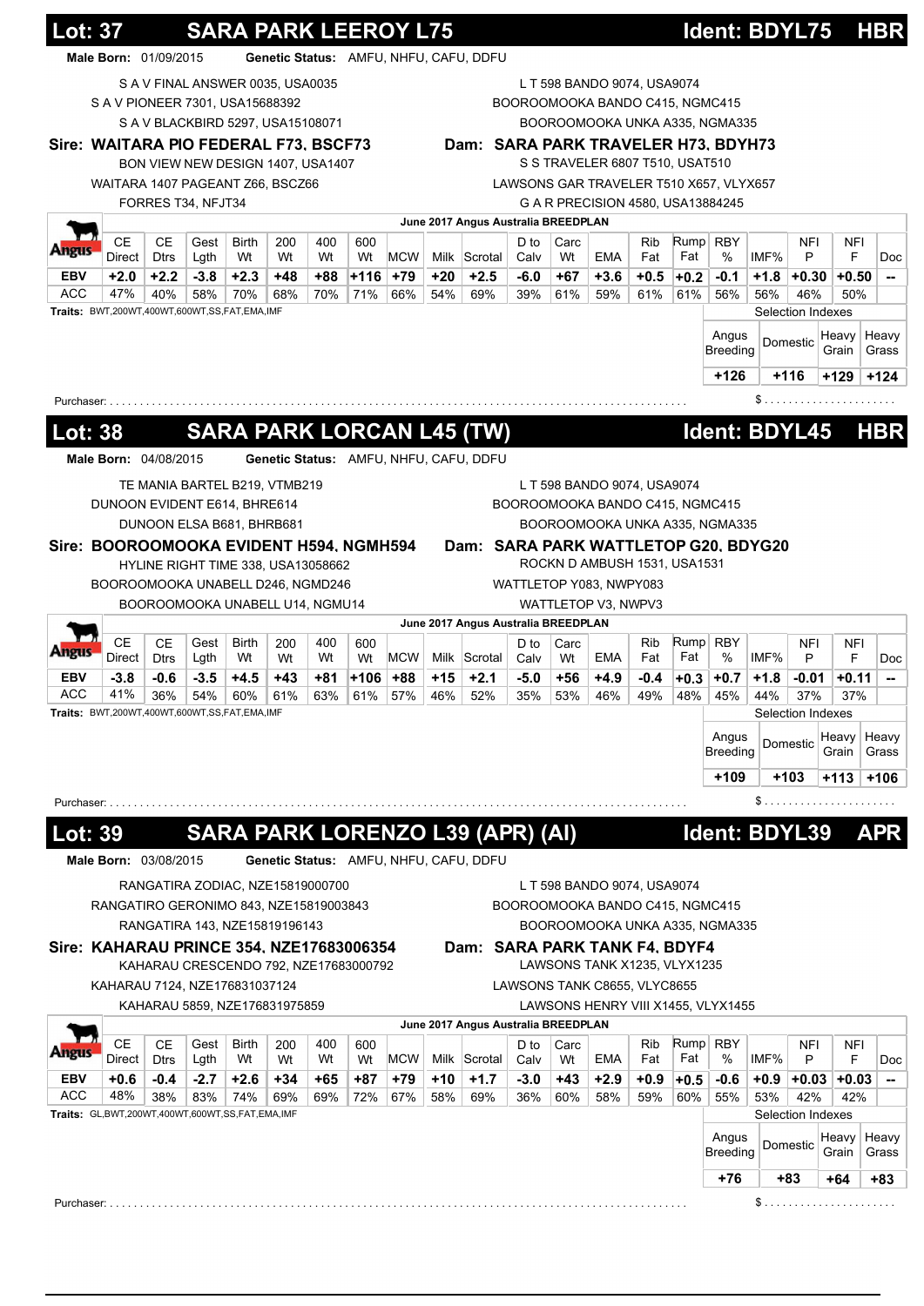## Lot: 37 SARA PARK LEEROY L75 Ident: BDYL75 HBR

**Male Born:** 01/09/2015 **Genetic Status:** AMFU, NHFU, CAFU, DDFU

S A V FINAL ANSWER 0035, USA0035
S A V PIONEER 7301, USA15688392
S A V BLACKBIRD 5297, USA15108071
**Sire: WAITARA PIO FEDERAL F73, BSCF73**
BON VIEW NEW DESIGN 1407, USA1407
WAITARA 1407 PAGEANT Z66, BSCZ66
FORRES T34, NFJT34

L T 598 BANDO 9074, USA9074
BOOROOMOOKA BANDO C415, NGMC415
BOOROOMOOKA UNKA A335, NGMA335
**Dam: SARA PARK TRAVELER H73, BDYH73**
S S TRAVELER 6807 T510, USAT510
LAWSONS GAR TRAVELER T510 X657, VLYX657
G A R PRECISION 4580, USA13884245

June 2017 Angus Australia BREEDPLAN

| | CE Direct | CE Dtrs | Gest Lgth | Birth Wt | 200 Wt | 400 Wt | 600 Wt | MCW | Milk | Scrotal | D to Calv | Carc Wt | EMA | Rib Fat | Rump Fat | RBY % | IMF% | NFI P | NFI F | Doc |
|---|---|---|---|---|---|---|---|---|---|---|---|---|---|---|---|---|---|---|---|---|
| EBV | +2.0 | +2.2 | -3.8 | +2.3 | +48 | +88 | +116 | +79 | +20 | +2.5 | -6.0 | +67 | +3.6 | +0.5 | +0.2 | -0.1 | +1.8 | +0.30 | +0.50 | -- |
| ACC | 47% | 40% | 58% | 70% | 68% | 70% | 71% | 66% | 54% | 69% | 39% | 61% | 59% | 61% | 61% | 56% | 56% | 46% | 50% | |

**Traits:** BWT,200WT,400WT,600WT,SS,FAT,EMA,IMF

Selection Indexes

| Angus Breeding | Domestic | Heavy Grain | Heavy Grass |
|---|---|---|---|
| +126 | +116 | +129 | +124 |

Purchaser: ........................................ $ ....................

## Lot: 38 SARA PARK LORCAN L45 (TW) Ident: BDYL45 HBR

**Male Born:** 04/08/2015 **Genetic Status:** AMFU, NHFU, CAFU, DDFU

TE MANIA BARTEL B219, VTMB219
DUNOON EVIDENT E614, BHRE614
DUNOON ELSA B681, BHRB681
**Sire: BOOROOMOOKA EVIDENT H594, NGMH594**
HYLINE RIGHT TIME 338, USA13058662
BOOROOMOOKA UNABELL D246, NGMD246
BOOROOMOOKA UNABELL U14, NGMU14

L T 598 BANDO 9074, USA9074
BOOROOMOOKA BANDO C415, NGMC415
BOOROOMOOKA UNKA A335, NGMA335
**Dam: SARA PARK WATTLETOP G20, BDYG20**
ROCKN D AMBUSH 1531, USA1531
WATTLETOP Y083, NWPY083
WATTLETOP V3, NWPV3

June 2017 Angus Australia BREEDPLAN

| | CE Direct | CE Dtrs | Gest Lgth | Birth Wt | 200 Wt | 400 Wt | 600 Wt | MCW | Milk | Scrotal | D to Calv | Carc Wt | EMA | Rib Fat | Rump Fat | RBY % | IMF% | NFI P | NFI F | Doc |
|---|---|---|---|---|---|---|---|---|---|---|---|---|---|---|---|---|---|---|---|---|
| EBV | -3.8 | -0.6 | -3.5 | +4.5 | +43 | +81 | +106 | +88 | +15 | +2.1 | -5.0 | +56 | +4.9 | -0.4 | +0.3 | +0.7 | +1.8 | -0.01 | +0.11 | -- |
| ACC | 41% | 36% | 54% | 60% | 61% | 63% | 61% | 57% | 46% | 52% | 35% | 53% | 46% | 49% | 48% | 45% | 44% | 37% | 37% | |

**Traits:** BWT,200WT,400WT,600WT,SS,FAT,EMA,IMF

Selection Indexes

| Angus Breeding | Domestic | Heavy Grain | Heavy Grass |
|---|---|---|---|
| +109 | +103 | +113 | +106 |

Purchaser: ........................................ $ ....................

## Lot: 39 SARA PARK LORENZO L39 (APR) (AI) Ident: BDYL39 APR

**Male Born:** 03/08/2015 **Genetic Status:** AMFU, NHFU, CAFU, DDFU

RANGATIRA ZODIAC, NZE15819000700
RANGATIRO GERONIMO 843, NZE15819003843
RANGATIRA 143, NZE15819196143
**Sire: KAHARAU PRINCE 354, NZE17683006354**
KAHARAU CRESCENDO 792, NZE17683000792
KAHARAU 7124, NZE176831037124
KAHARAU 5859, NZE176831975859

L T 598 BANDO 9074, USA9074
BOOROOMOOKA BANDO C415, NGMC415
BOOROOMOOKA UNKA A335, NGMA335
**Dam: SARA PARK TANK F4, BDYF4**
LAWSONS TANK X1235, VLYX1235
LAWSONS TANK C8655, VLYC8655
LAWSONS HENRY VIII X1455, VLYX1455

June 2017 Angus Australia BREEDPLAN

| | CE Direct | CE Dtrs | Gest Lgth | Birth Wt | 200 Wt | 400 Wt | 600 Wt | MCW | Milk | Scrotal | D to Calv | Carc Wt | EMA | Rib Fat | Rump Fat | RBY % | IMF% | NFI P | NFI F | Doc |
|---|---|---|---|---|---|---|---|---|---|---|---|---|---|---|---|---|---|---|---|---|
| EBV | +0.6 | -0.4 | -2.7 | +2.6 | +34 | +65 | +87 | +79 | +10 | +1.7 | -3.0 | +43 | +2.9 | +0.9 | +0.5 | -0.6 | +0.9 | +0.03 | +0.03 | -- |
| ACC | 48% | 38% | 83% | 74% | 69% | 69% | 72% | 67% | 58% | 69% | 36% | 60% | 58% | 59% | 60% | 55% | 53% | 42% | 42% | |

**Traits:** GL,BWT,200WT,400WT,600WT,SS,FAT,EMA,IMF

Selection Indexes

| Angus Breeding | Domestic | Heavy Grain | Heavy Grass |
|---|---|---|---|
| +76 | +83 | +64 | +83 |

Purchaser: ........................................ $ ....................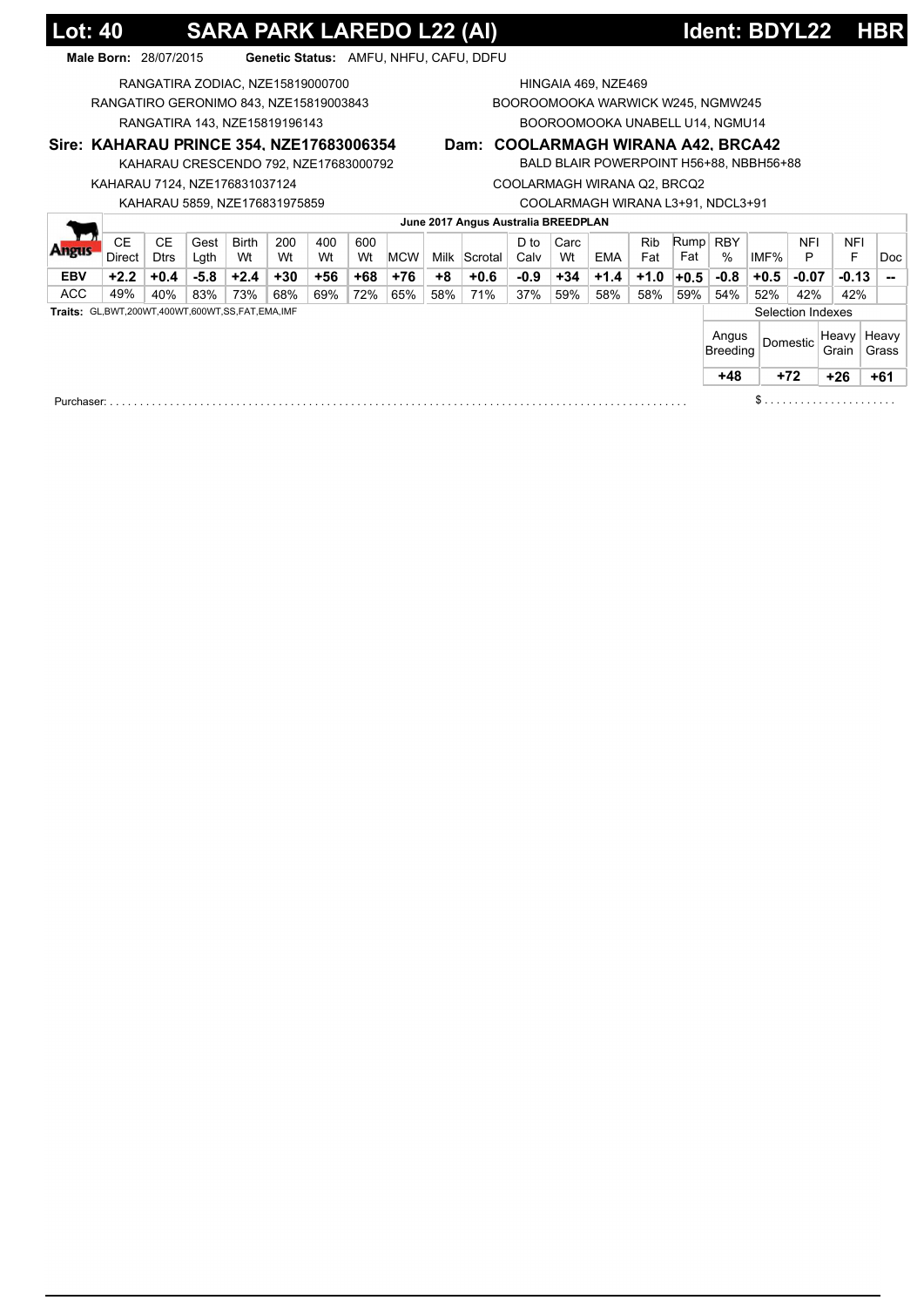# Lot: 40 SARA PARK LAREDO L22 (AI) Ident: BDYL22 HBR

**Male Born:** 28/07/2015 **Genetic Status:** AMFU, NHFU, CAFU, DDFU

RANGATIRA ZODIAC, NZE15819000700
RANGATIRO GERONIMO 843, NZE15819003843
RANGATIRA 143, NZE15819196143
**Sire: KAHARAU PRINCE 354, NZE17683006354**
KAHARAU CRESCENDO 792, NZE17683000792
KAHARAU 7124, NZE176831037124
KAHARAU 5859, NZE176831975859

HINGAIA 469, NZE469
BOOROOMOOKA WARWICK W245, NGMW245
BOOROOMOOKA UNABELL U14, NGMU14
**Dam: COOLARMAGH WIRANA A42, BRCA42**
BALD BLAIR POWERPOINT H56+88, NBBH56+88
COOLARMAGH WIRANA Q2, BRCQ2
COOLARMAGH WIRANA L3+91, NDCL3+91

**June 2017 Angus Australia BREEDPLAN**

| | CE Direct | CE Dtrs | Gest Lgth | Birth Wt | 200 Wt | 400 Wt | 600 Wt | MCW | Milk | Scrotal | D to Calv | Carc Wt | EMA | Rib Fat | Rump Fat | RBY % | IMF% | NFI P | NFI F | Doc |
|---|---|---|---|---|---|---|---|---|---|---|---|---|---|---|---|---|---|---|---|---|
| **EBV** | **+2.2** | **+0.4** | **-5.8** | **+2.4** | **+30** | **+56** | **+68** | **+76** | **+8** | **+0.6** | **-0.9** | **+34** | **+1.4** | **+1.0** | **+0.5** | **-0.8** | **+0.5** | **-0.07** | **-0.13** | **--** |
| ACC | 49% | 40% | 83% | 73% | 68% | 69% | 72% | 65% | 58% | 71% | 37% | 59% | 58% | 58% | 59% | 54% | 52% | 42% | 42% | |

**Traits:** GL,BWT,200WT,400WT,600WT,SS,FAT,EMA,IMF

| Selection Indexes | | | |
|---|---|---|---|
| Angus Breeding | Domestic | Heavy Grain | Heavy Grass |
| **+48** | **+72** | **+26** | **+61** |

Purchaser: ............................................................ $ ......................